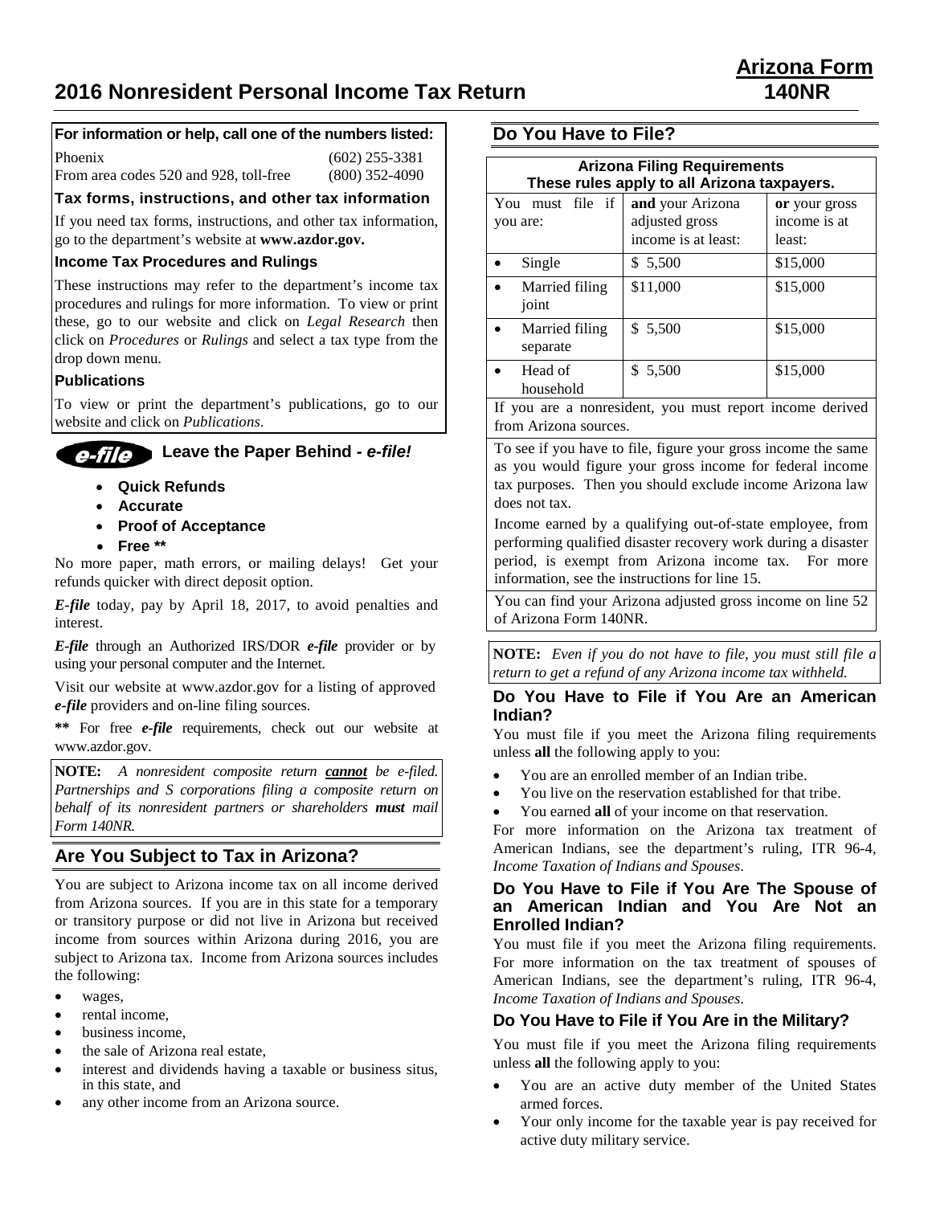# 2016 Nonresident Personal Income Tax Return

**Arizona Form 140NR**

**For information or help, call one of the numbers listed:**

| | |
|---|---|
| Phoenix | (602) 255-3381 |
| From area codes 520 and 928, toll-free | (800) 352-4090 |

**Tax forms, instructions, and other tax information**

If you need tax forms, instructions, and other tax information, go to the department's website at **www.azdor.gov.**

**Income Tax Procedures and Rulings**

These instructions may refer to the department's income tax procedures and rulings for more information. To view or print these, go to our website and click on *Legal Research* then click on *Procedures* or *Rulings* and select a tax type from the drop down menu.

**Publications**

To view or print the department's publications, go to our website and click on *Publications*.

**e-file Leave the Paper Behind - *e-file!***

- **Quick Refunds**
- **Accurate**
- **Proof of Acceptance**
- **Free \*\***

No more paper, math errors, or mailing delays! Get your refunds quicker with direct deposit option.

***E-file*** today, pay by April 18, 2017, to avoid penalties and interest.

***E-file*** through an Authorized IRS/DOR ***e-file*** provider or by using your personal computer and the Internet.

Visit our website at www.azdor.gov for a listing of approved ***e-file*** providers and on-line filing sources.

**\*\*** For free ***e-file*** requirements, check out our website at www.azdor.gov.

**NOTE:** *A nonresident composite return **cannot** be e-filed. Partnerships and S corporations filing a composite return on behalf of its nonresident partners or shareholders **must** mail Form 140NR.*

## Are You Subject to Tax in Arizona?

You are subject to Arizona income tax on all income derived from Arizona sources. If you are in this state for a temporary or transitory purpose or did not live in Arizona but received income from sources within Arizona during 2016, you are subject to Arizona tax. Income from Arizona sources includes the following:

- wages,
- rental income,
- business income,
- the sale of Arizona real estate,
- interest and dividends having a taxable or business situs, in this state, and
- any other income from an Arizona source.

## Do You Have to File?

**Arizona Filing Requirements**
**These rules apply to all Arizona taxpayers.**

| You must file if you are: | **and** your Arizona adjusted gross income is at least: | **or** your gross income is at least: |
|---|---|---|
| • Single | $ 5,500 | $15,000 |
| • Married filing joint | $11,000 | $15,000 |
| • Married filing separate | $ 5,500 | $15,000 |
| • Head of household | $ 5,500 | $15,000 |

If you are a nonresident, you must report income derived from Arizona sources.

To see if you have to file, figure your gross income the same as you would figure your gross income for federal income tax purposes. Then you should exclude income Arizona law does not tax.

Income earned by a qualifying out-of-state employee, from performing qualified disaster recovery work during a disaster period, is exempt from Arizona income tax. For more information, see the instructions for line 15.

You can find your Arizona adjusted gross income on line 52 of Arizona Form 140NR.

**NOTE:** *Even if you do not have to file, you must still file a return to get a refund of any Arizona income tax withheld.*

### Do You Have to File if You Are an American Indian?

You must file if you meet the Arizona filing requirements unless **all** the following apply to you:

- You are an enrolled member of an Indian tribe.
- You live on the reservation established for that tribe.
- You earned **all** of your income on that reservation.

For more information on the Arizona tax treatment of American Indians, see the department's ruling, ITR 96-4, *Income Taxation of Indians and Spouses*.

### Do You Have to File if You Are The Spouse of an American Indian and You Are Not an Enrolled Indian?

You must file if you meet the Arizona filing requirements. For more information on the tax treatment of spouses of American Indians, see the department's ruling, ITR 96-4, *Income Taxation of Indians and Spouses*.

### Do You Have to File if You Are in the Military?

You must file if you meet the Arizona filing requirements unless **all** the following apply to you:

- You are an active duty member of the United States armed forces.
- Your only income for the taxable year is pay received for active duty military service.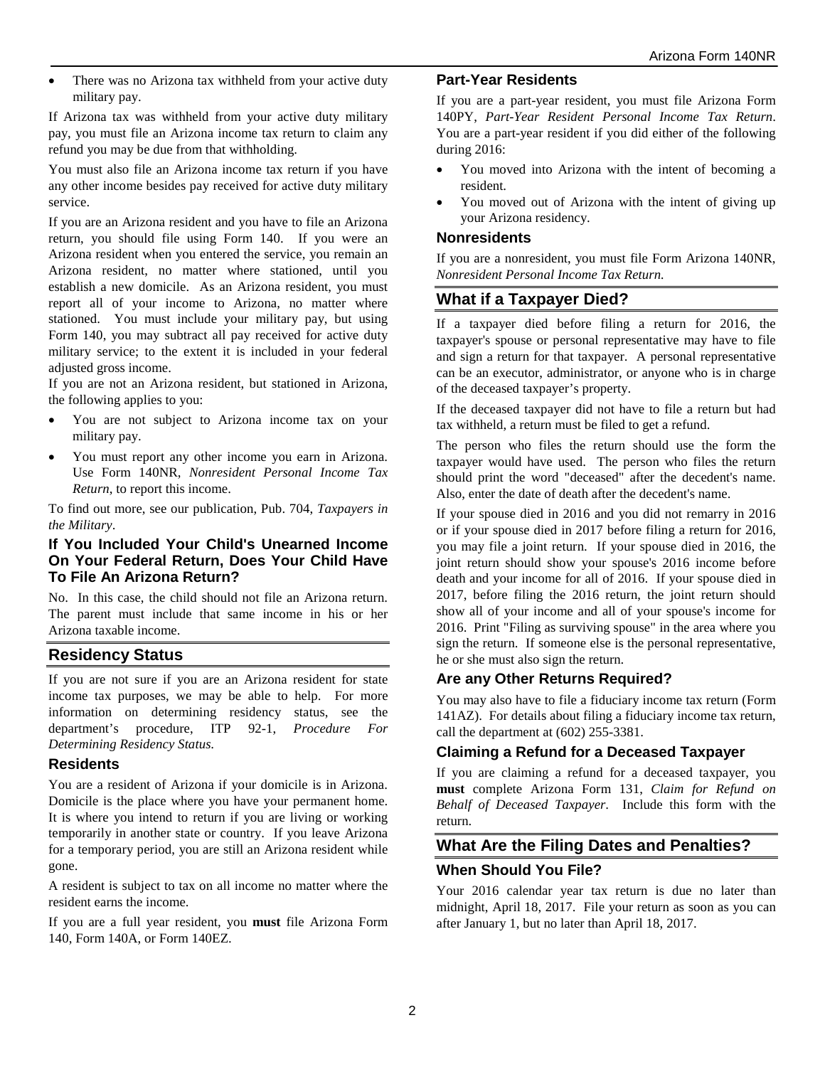- There was no Arizona tax withheld from your active duty military pay.

If Arizona tax was withheld from your active duty military pay, you must file an Arizona income tax return to claim any refund you may be due from that withholding.

You must also file an Arizona income tax return if you have any other income besides pay received for active duty military service.

If you are an Arizona resident and you have to file an Arizona return, you should file using Form 140. If you were an Arizona resident when you entered the service, you remain an Arizona resident, no matter where stationed, until you establish a new domicile. As an Arizona resident, you must report all of your income to Arizona, no matter where stationed. You must include your military pay, but using Form 140, you may subtract all pay received for active duty military service; to the extent it is included in your federal adjusted gross income.

If you are not an Arizona resident, but stationed in Arizona, the following applies to you:

- You are not subject to Arizona income tax on your military pay.
- You must report any other income you earn in Arizona. Use Form 140NR, *Nonresident Personal Income Tax Return,* to report this income.

To find out more, see our publication, Pub. 704, *Taxpayers in the Military*.

### If You Included Your Child's Unearned Income On Your Federal Return, Does Your Child Have To File An Arizona Return?

No. In this case, the child should not file an Arizona return. The parent must include that same income in his or her Arizona taxable income.

## Residency Status

If you are not sure if you are an Arizona resident for state income tax purposes, we may be able to help. For more information on determining residency status, see the department's procedure, ITP 92-1, *Procedure For Determining Residency Status.*

### Residents

You are a resident of Arizona if your domicile is in Arizona. Domicile is the place where you have your permanent home. It is where you intend to return if you are living or working temporarily in another state or country. If you leave Arizona for a temporary period, you are still an Arizona resident while gone.

A resident is subject to tax on all income no matter where the resident earns the income.

If you are a full year resident, you **must** file Arizona Form 140, Form 140A, or Form 140EZ.

### Part-Year Residents

If you are a part-year resident, you must file Arizona Form 140PY, *Part-Year Resident Personal Income Tax Return*. You are a part-year resident if you did either of the following during 2016:

- You moved into Arizona with the intent of becoming a resident.
- You moved out of Arizona with the intent of giving up your Arizona residency.

### Nonresidents

If you are a nonresident, you must file Form Arizona 140NR, *Nonresident Personal Income Tax Return.*

## What if a Taxpayer Died?

If a taxpayer died before filing a return for 2016, the taxpayer's spouse or personal representative may have to file and sign a return for that taxpayer. A personal representative can be an executor, administrator, or anyone who is in charge of the deceased taxpayer's property.

If the deceased taxpayer did not have to file a return but had tax withheld, a return must be filed to get a refund.

The person who files the return should use the form the taxpayer would have used. The person who files the return should print the word "deceased" after the decedent's name. Also, enter the date of death after the decedent's name.

If your spouse died in 2016 and you did not remarry in 2016 or if your spouse died in 2017 before filing a return for 2016, you may file a joint return. If your spouse died in 2016, the joint return should show your spouse's 2016 income before death and your income for all of 2016. If your spouse died in 2017, before filing the 2016 return, the joint return should show all of your income and all of your spouse's income for 2016. Print "Filing as surviving spouse" in the area where you sign the return. If someone else is the personal representative, he or she must also sign the return.

### Are any Other Returns Required?

You may also have to file a fiduciary income tax return (Form 141AZ). For details about filing a fiduciary income tax return, call the department at (602) 255-3381.

### Claiming a Refund for a Deceased Taxpayer

If you are claiming a refund for a deceased taxpayer, you **must** complete Arizona Form 131, *Claim for Refund on Behalf of Deceased Taxpayer*. Include this form with the return.

## What Are the Filing Dates and Penalties?

### When Should You File?

Your 2016 calendar year tax return is due no later than midnight, April 18, 2017. File your return as soon as you can after January 1, but no later than April 18, 2017.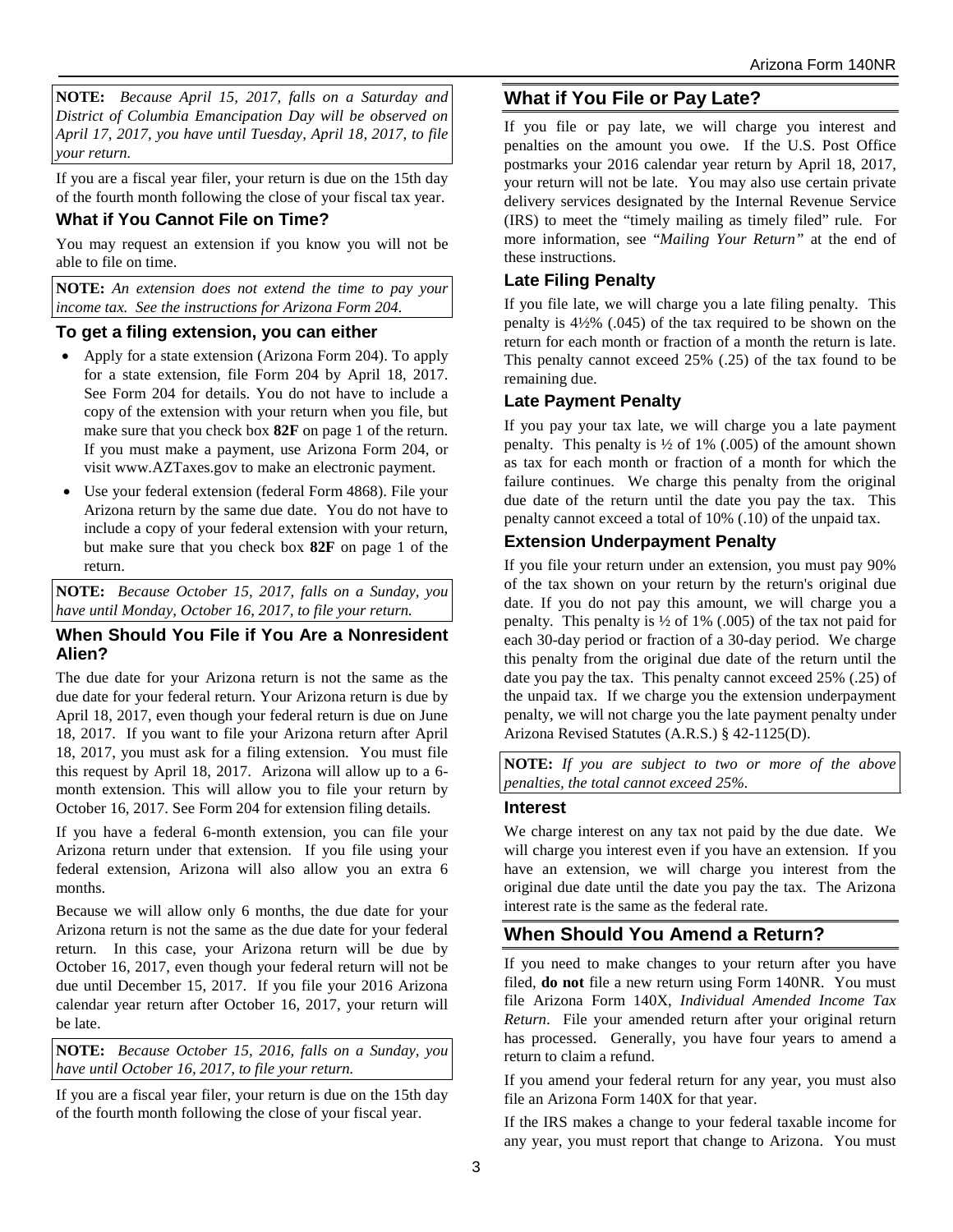**NOTE:** *Because April 15, 2017, falls on a Saturday and District of Columbia Emancipation Day will be observed on April 17, 2017, you have until Tuesday, April 18, 2017, to file your return.*

If you are a fiscal year filer, your return is due on the 15th day of the fourth month following the close of your fiscal tax year.

### What if You Cannot File on Time?

You may request an extension if you know you will not be able to file on time.

**NOTE:** *An extension does not extend the time to pay your income tax. See the instructions for Arizona Form 204.*

### To get a filing extension, you can either

- Apply for a state extension (Arizona Form 204). To apply for a state extension, file Form 204 by April 18, 2017. See Form 204 for details. You do not have to include a copy of the extension with your return when you file, but make sure that you check box **82F** on page 1 of the return. If you must make a payment, use Arizona Form 204, or visit www.AZTaxes.gov to make an electronic payment.
- Use your federal extension (federal Form 4868). File your Arizona return by the same due date. You do not have to include a copy of your federal extension with your return, but make sure that you check box **82F** on page 1 of the return.

**NOTE:** *Because October 15, 2017, falls on a Sunday, you have until Monday, October 16, 2017, to file your return.*

### When Should You File if You Are a Nonresident Alien?

The due date for your Arizona return is not the same as the due date for your federal return. Your Arizona return is due by April 18, 2017, even though your federal return is due on June 18, 2017. If you want to file your Arizona return after April 18, 2017, you must ask for a filing extension. You must file this request by April 18, 2017. Arizona will allow up to a 6-month extension. This will allow you to file your return by October 16, 2017. See Form 204 for extension filing details.

If you have a federal 6-month extension, you can file your Arizona return under that extension. If you file using your federal extension, Arizona will also allow you an extra 6 months.

Because we will allow only 6 months, the due date for your Arizona return is not the same as the due date for your federal return. In this case, your Arizona return will be due by October 16, 2017, even though your federal return will not be due until December 15, 2017. If you file your 2016 Arizona calendar year return after October 16, 2017, your return will be late.

**NOTE:** *Because October 15, 2016, falls on a Sunday, you have until October 16, 2017, to file your return.*

If you are a fiscal year filer, your return is due on the 15th day of the fourth month following the close of your fiscal year.

## What if You File or Pay Late?

If you file or pay late, we will charge you interest and penalties on the amount you owe. If the U.S. Post Office postmarks your 2016 calendar year return by April 18, 2017, your return will not be late. You may also use certain private delivery services designated by the Internal Revenue Service (IRS) to meet the "timely mailing as timely filed" rule. For more information, see *"Mailing Your Return"* at the end of these instructions.

### Late Filing Penalty

If you file late, we will charge you a late filing penalty. This penalty is 4½% (.045) of the tax required to be shown on the return for each month or fraction of a month the return is late. This penalty cannot exceed 25% (.25) of the tax found to be remaining due.

### Late Payment Penalty

If you pay your tax late, we will charge you a late payment penalty. This penalty is ½ of 1% (.005) of the amount shown as tax for each month or fraction of a month for which the failure continues. We charge this penalty from the original due date of the return until the date you pay the tax. This penalty cannot exceed a total of 10% (.10) of the unpaid tax.

### Extension Underpayment Penalty

If you file your return under an extension, you must pay 90% of the tax shown on your return by the return's original due date. If you do not pay this amount, we will charge you a penalty. This penalty is ½ of 1% (.005) of the tax not paid for each 30-day period or fraction of a 30-day period. We charge this penalty from the original due date of the return until the date you pay the tax. This penalty cannot exceed 25% (.25) of the unpaid tax. If we charge you the extension underpayment penalty, we will not charge you the late payment penalty under Arizona Revised Statutes (A.R.S.) § 42-1125(D).

**NOTE:** *If you are subject to two or more of the above penalties, the total cannot exceed 25%.*

### Interest

We charge interest on any tax not paid by the due date. We will charge you interest even if you have an extension. If you have an extension, we will charge you interest from the original due date until the date you pay the tax. The Arizona interest rate is the same as the federal rate.

## When Should You Amend a Return?

If you need to make changes to your return after you have filed, **do not** file a new return using Form 140NR. You must file Arizona Form 140X, *Individual Amended Income Tax Return*. File your amended return after your original return has processed. Generally, you have four years to amend a return to claim a refund.

If you amend your federal return for any year, you must also file an Arizona Form 140X for that year.

If the IRS makes a change to your federal taxable income for any year, you must report that change to Arizona. You must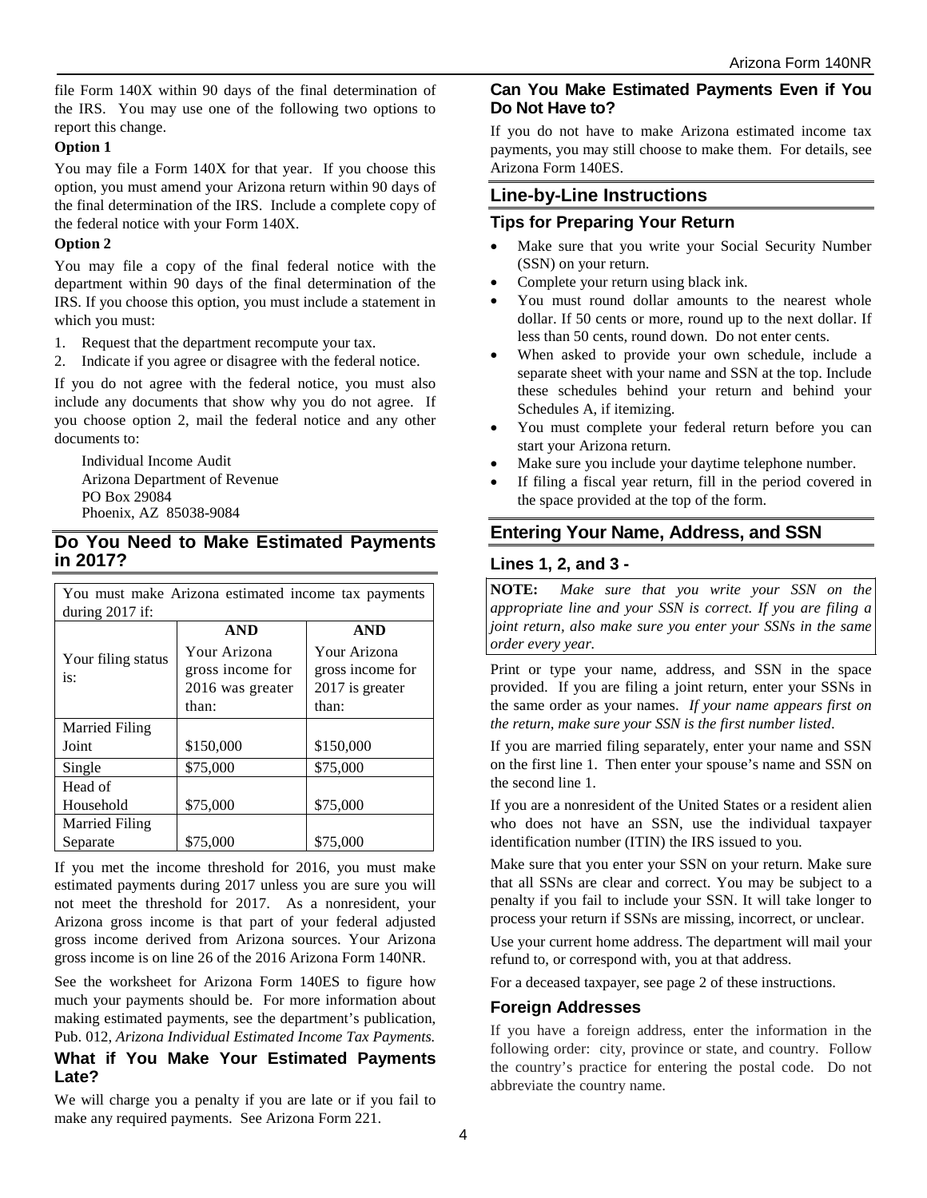file Form 140X within 90 days of the final determination of the IRS. You may use one of the following two options to report this change.

**Option 1**

You may file a Form 140X for that year. If you choose this option, you must amend your Arizona return within 90 days of the final determination of the IRS. Include a complete copy of the federal notice with your Form 140X.

**Option 2**

You may file a copy of the final federal notice with the department within 90 days of the final determination of the IRS. If you choose this option, you must include a statement in which you must:

1. Request that the department recompute your tax.
2. Indicate if you agree or disagree with the federal notice.

If you do not agree with the federal notice, you must also include any documents that show why you do not agree. If you choose option 2, mail the federal notice and any other documents to:

Individual Income Audit
Arizona Department of Revenue
PO Box 29084
Phoenix, AZ 85038-9084

## Do You Need to Make Estimated Payments in 2017?

You must make Arizona estimated income tax payments during 2017 if:

| Your filing status is: | **AND** Your Arizona gross income for 2016 was greater than: | **AND** Your Arizona gross income for 2017 is greater than: |
|---|---|---|
| Married Filing Joint | $150,000 | $150,000 |
| Single | $75,000 | $75,000 |
| Head of Household | $75,000 | $75,000 |
| Married Filing Separate | $75,000 | $75,000 |

If you met the income threshold for 2016, you must make estimated payments during 2017 unless you are sure you will not meet the threshold for 2017. As a nonresident, your Arizona gross income is that part of your federal adjusted gross income derived from Arizona sources. Your Arizona gross income is on line 26 of the 2016 Arizona Form 140NR.

See the worksheet for Arizona Form 140ES to figure how much your payments should be. For more information about making estimated payments, see the department's publication, Pub. 012, *Arizona Individual Estimated Income Tax Payments.*

### What if You Make Your Estimated Payments Late?

We will charge you a penalty if you are late or if you fail to make any required payments. See Arizona Form 221.

### Can You Make Estimated Payments Even if You Do Not Have to?

If you do not have to make Arizona estimated income tax payments, you may still choose to make them. For details, see Arizona Form 140ES.

## Line-by-Line Instructions

### Tips for Preparing Your Return

- Make sure that you write your Social Security Number (SSN) on your return.
- Complete your return using black ink.
- You must round dollar amounts to the nearest whole dollar. If 50 cents or more, round up to the next dollar. If less than 50 cents, round down. Do not enter cents.
- When asked to provide your own schedule, include a separate sheet with your name and SSN at the top. Include these schedules behind your return and behind your Schedules A, if itemizing.
- You must complete your federal return before you can start your Arizona return.
- Make sure you include your daytime telephone number.
- If filing a fiscal year return, fill in the period covered in the space provided at the top of the form.

## Entering Your Name, Address, and SSN

### Lines 1, 2, and 3 -

**NOTE:** *Make sure that you write your SSN on the appropriate line and your SSN is correct. If you are filing a joint return, also make sure you enter your SSNs in the same order every year.*

Print or type your name, address, and SSN in the space provided. If you are filing a joint return, enter your SSNs in the same order as your names. *If your name appears first on the return, make sure your SSN is the first number listed.*

If you are married filing separately, enter your name and SSN on the first line 1. Then enter your spouse's name and SSN on the second line 1.

If you are a nonresident of the United States or a resident alien who does not have an SSN, use the individual taxpayer identification number (ITIN) the IRS issued to you.

Make sure that you enter your SSN on your return. Make sure that all SSNs are clear and correct. You may be subject to a penalty if you fail to include your SSN. It will take longer to process your return if SSNs are missing, incorrect, or unclear.

Use your current home address. The department will mail your refund to, or correspond with, you at that address.

For a deceased taxpayer, see page 2 of these instructions.

### Foreign Addresses

If you have a foreign address, enter the information in the following order: city, province or state, and country. Follow the country's practice for entering the postal code. Do not abbreviate the country name.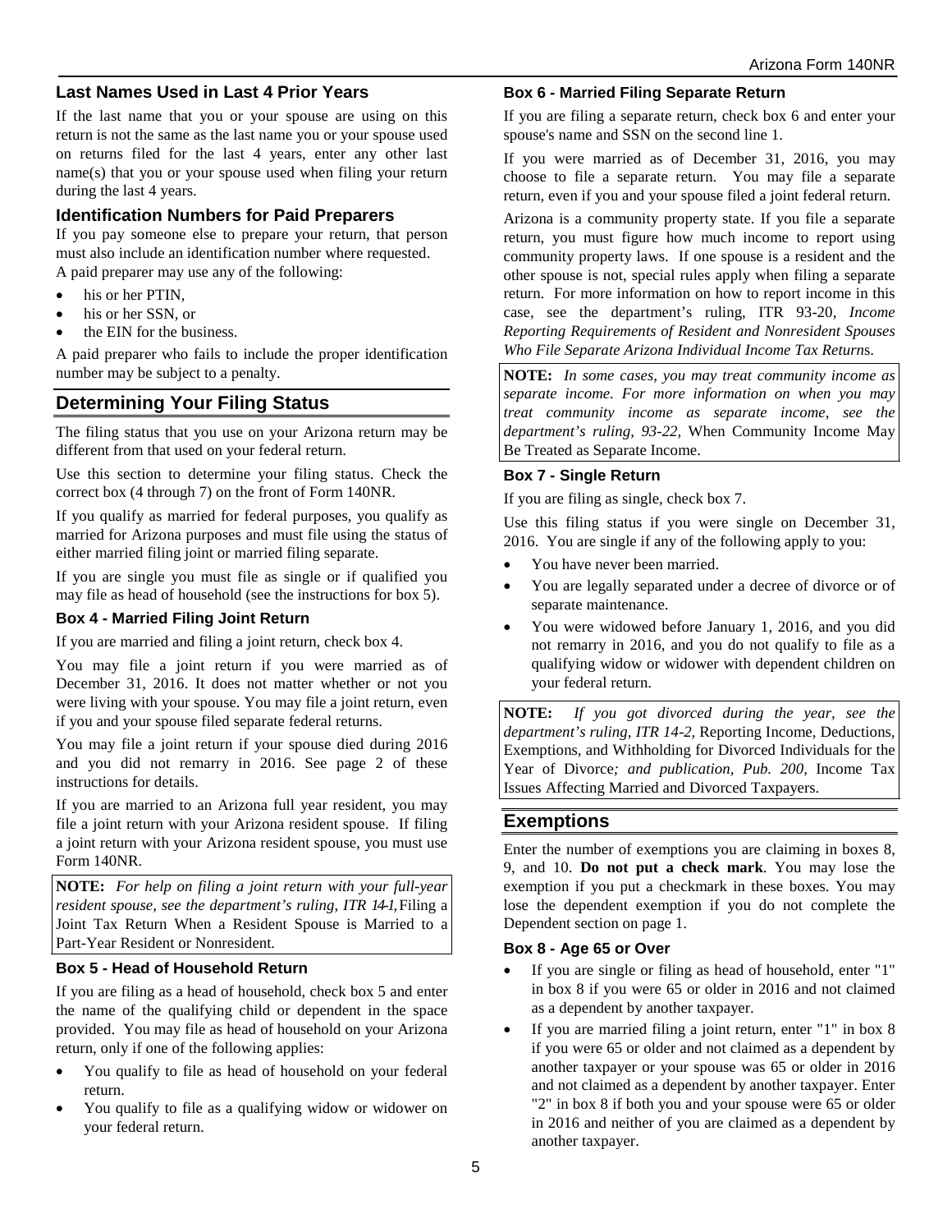### Last Names Used in Last 4 Prior Years

If the last name that you or your spouse are using on this return is not the same as the last name you or your spouse used on returns filed for the last 4 years, enter any other last name(s) that you or your spouse used when filing your return during the last 4 years.

### Identification Numbers for Paid Preparers

If you pay someone else to prepare your return, that person must also include an identification number where requested.

A paid preparer may use any of the following:

- his or her PTIN,
- his or her SSN, or
- the EIN for the business.

A paid preparer who fails to include the proper identification number may be subject to a penalty.

## Determining Your Filing Status

The filing status that you use on your Arizona return may be different from that used on your federal return.

Use this section to determine your filing status. Check the correct box (4 through 7) on the front of Form 140NR.

If you qualify as married for federal purposes, you qualify as married for Arizona purposes and must file using the status of either married filing joint or married filing separate.

If you are single you must file as single or if qualified you may file as head of household (see the instructions for box 5).

#### Box 4 - Married Filing Joint Return

If you are married and filing a joint return, check box 4.

You may file a joint return if you were married as of December 31, 2016. It does not matter whether or not you were living with your spouse. You may file a joint return, even if you and your spouse filed separate federal returns.

You may file a joint return if your spouse died during 2016 and you did not remarry in 2016. See page 2 of these instructions for details.

If you are married to an Arizona full year resident, you may file a joint return with your Arizona resident spouse. If filing a joint return with your Arizona resident spouse, you must use Form 140NR.

**NOTE:** *For help on filing a joint return with your full-year resident spouse, see the department's ruling, ITR 14-1,* Filing a Joint Tax Return When a Resident Spouse is Married to a Part-Year Resident or Nonresident.

#### Box 5 - Head of Household Return

If you are filing as a head of household, check box 5 and enter the name of the qualifying child or dependent in the space provided. You may file as head of household on your Arizona return, only if one of the following applies:

- You qualify to file as head of household on your federal return.
- You qualify to file as a qualifying widow or widower on your federal return.

#### Box 6 - Married Filing Separate Return

If you are filing a separate return, check box 6 and enter your spouse's name and SSN on the second line 1.

If you were married as of December 31, 2016, you may choose to file a separate return. You may file a separate return, even if you and your spouse filed a joint federal return.

Arizona is a community property state. If you file a separate return, you must figure how much income to report using community property laws. If one spouse is a resident and the other spouse is not, special rules apply when filing a separate return. For more information on how to report income in this case, see the department's ruling, ITR 93-20, *Income Reporting Requirements of Resident and Nonresident Spouses Who File Separate Arizona Individual Income Tax Return*s.

**NOTE:** *In some cases, you may treat community income as separate income. For more information on when you may treat community income as separate income, see the department's ruling, 93-22,* When Community Income May Be Treated as Separate Income.

#### Box 7 - Single Return

If you are filing as single, check box 7.

Use this filing status if you were single on December 31, 2016. You are single if any of the following apply to you:

- You have never been married.
- You are legally separated under a decree of divorce or of separate maintenance.
- You were widowed before January 1, 2016, and you did not remarry in 2016, and you do not qualify to file as a qualifying widow or widower with dependent children on your federal return.

**NOTE:** *If you got divorced during the year, see the department's ruling, ITR 14-2,* Reporting Income, Deductions, Exemptions, and Withholding for Divorced Individuals for the Year of Divorce*; and publication, Pub. 200,* Income Tax Issues Affecting Married and Divorced Taxpayers.

## Exemptions

Enter the number of exemptions you are claiming in boxes 8, 9, and 10. **Do not put a check mark**. You may lose the exemption if you put a checkmark in these boxes. You may lose the dependent exemption if you do not complete the Dependent section on page 1.

#### Box 8 - Age 65 or Over

- If you are single or filing as head of household, enter "1" in box 8 if you were 65 or older in 2016 and not claimed as a dependent by another taxpayer.
- If you are married filing a joint return, enter "1" in box 8 if you were 65 or older and not claimed as a dependent by another taxpayer or your spouse was 65 or older in 2016 and not claimed as a dependent by another taxpayer. Enter "2" in box 8 if both you and your spouse were 65 or older in 2016 and neither of you are claimed as a dependent by another taxpayer.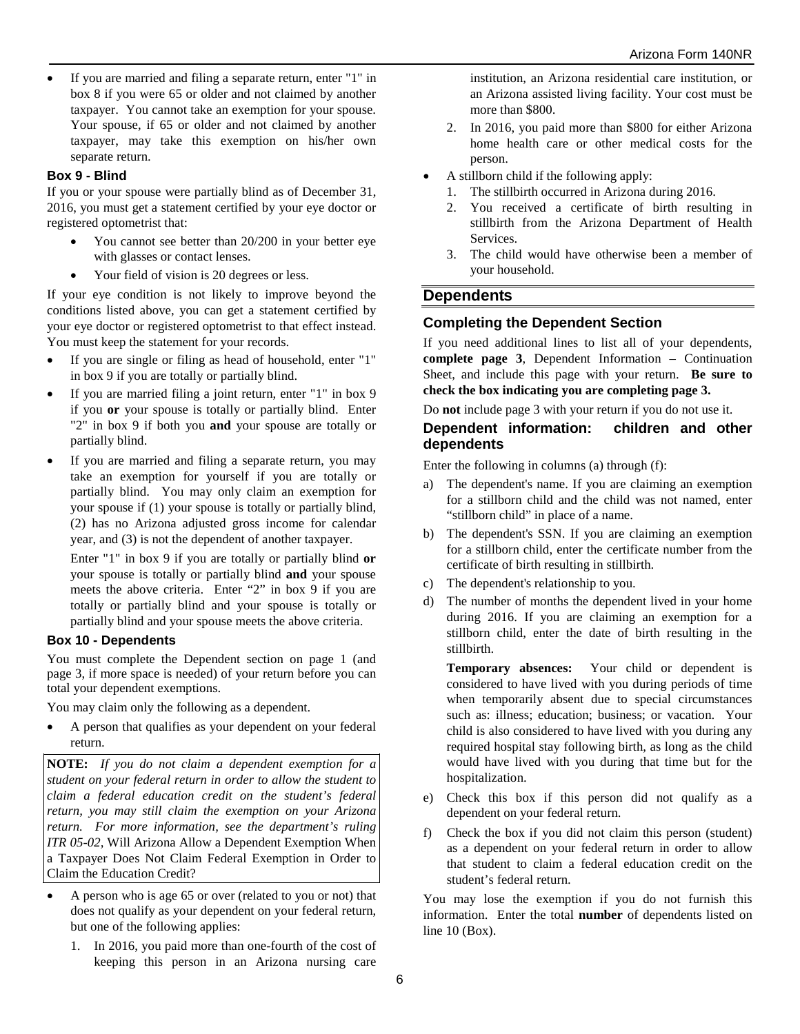- If you are married and filing a separate return, enter "1" in box 8 if you were 65 or older and not claimed by another taxpayer. You cannot take an exemption for your spouse. Your spouse, if 65 or older and not claimed by another taxpayer, may take this exemption on his/her own separate return.

### Box 9 - Blind

If you or your spouse were partially blind as of December 31, 2016, you must get a statement certified by your eye doctor or registered optometrist that:

- You cannot see better than 20/200 in your better eye with glasses or contact lenses.
- Your field of vision is 20 degrees or less.

If your eye condition is not likely to improve beyond the conditions listed above, you can get a statement certified by your eye doctor or registered optometrist to that effect instead. You must keep the statement for your records.

- If you are single or filing as head of household, enter "1" in box 9 if you are totally or partially blind.
- If you are married filing a joint return, enter "1" in box 9 if you **or** your spouse is totally or partially blind. Enter "2" in box 9 if both you **and** your spouse are totally or partially blind.
- If you are married and filing a separate return, you may take an exemption for yourself if you are totally or partially blind. You may only claim an exemption for your spouse if (1) your spouse is totally or partially blind, (2) has no Arizona adjusted gross income for calendar year, and (3) is not the dependent of another taxpayer.

  Enter "1" in box 9 if you are totally or partially blind **or** your spouse is totally or partially blind **and** your spouse meets the above criteria. Enter "2" in box 9 if you are totally or partially blind and your spouse is totally or partially blind and your spouse meets the above criteria.

### Box 10 - Dependents

You must complete the Dependent section on page 1 (and page 3, if more space is needed) of your return before you can total your dependent exemptions.

You may claim only the following as a dependent.

- A person that qualifies as your dependent on your federal return.

> **NOTE:** *If you do not claim a dependent exemption for a student on your federal return in order to allow the student to claim a federal education credit on the student's federal return, you may still claim the exemption on your Arizona return. For more information, see the department's ruling ITR 05-02,* Will Arizona Allow a Dependent Exemption When a Taxpayer Does Not Claim Federal Exemption in Order to Claim the Education Credit?

- A person who is age 65 or over (related to you or not) that does not qualify as your dependent on your federal return, but one of the following applies:
  1. In 2016, you paid more than one-fourth of the cost of keeping this person in an Arizona nursing care institution, an Arizona residential care institution, or an Arizona assisted living facility. Your cost must be more than $800.
  2. In 2016, you paid more than $800 for either Arizona home health care or other medical costs for the person.
- A stillborn child if the following apply:
  1. The stillbirth occurred in Arizona during 2016.
  2. You received a certificate of birth resulting in stillbirth from the Arizona Department of Health Services.
  3. The child would have otherwise been a member of your household.

## Dependents

### Completing the Dependent Section

If you need additional lines to list all of your dependents, **complete page 3**, Dependent Information – Continuation Sheet, and include this page with your return. **Be sure to check the box indicating you are completing page 3.**

Do **not** include page 3 with your return if you do not use it.

### Dependent information: children and other dependents

Enter the following in columns (a) through (f):

a) The dependent's name. If you are claiming an exemption for a stillborn child and the child was not named, enter "stillborn child" in place of a name.

b) The dependent's SSN. If you are claiming an exemption for a stillborn child, enter the certificate number from the certificate of birth resulting in stillbirth.

c) The dependent's relationship to you.

d) The number of months the dependent lived in your home during 2016. If you are claiming an exemption for a stillborn child, enter the date of birth resulting in the stillbirth.

   **Temporary absences:** Your child or dependent is considered to have lived with you during periods of time when temporarily absent due to special circumstances such as: illness; education; business; or vacation. Your child is also considered to have lived with you during any required hospital stay following birth, as long as the child would have lived with you during that time but for the hospitalization.

e) Check this box if this person did not qualify as a dependent on your federal return.

f) Check the box if you did not claim this person (student) as a dependent on your federal return in order to allow that student to claim a federal education credit on the student's federal return.

You may lose the exemption if you do not furnish this information. Enter the total **number** of dependents listed on line 10 (Box).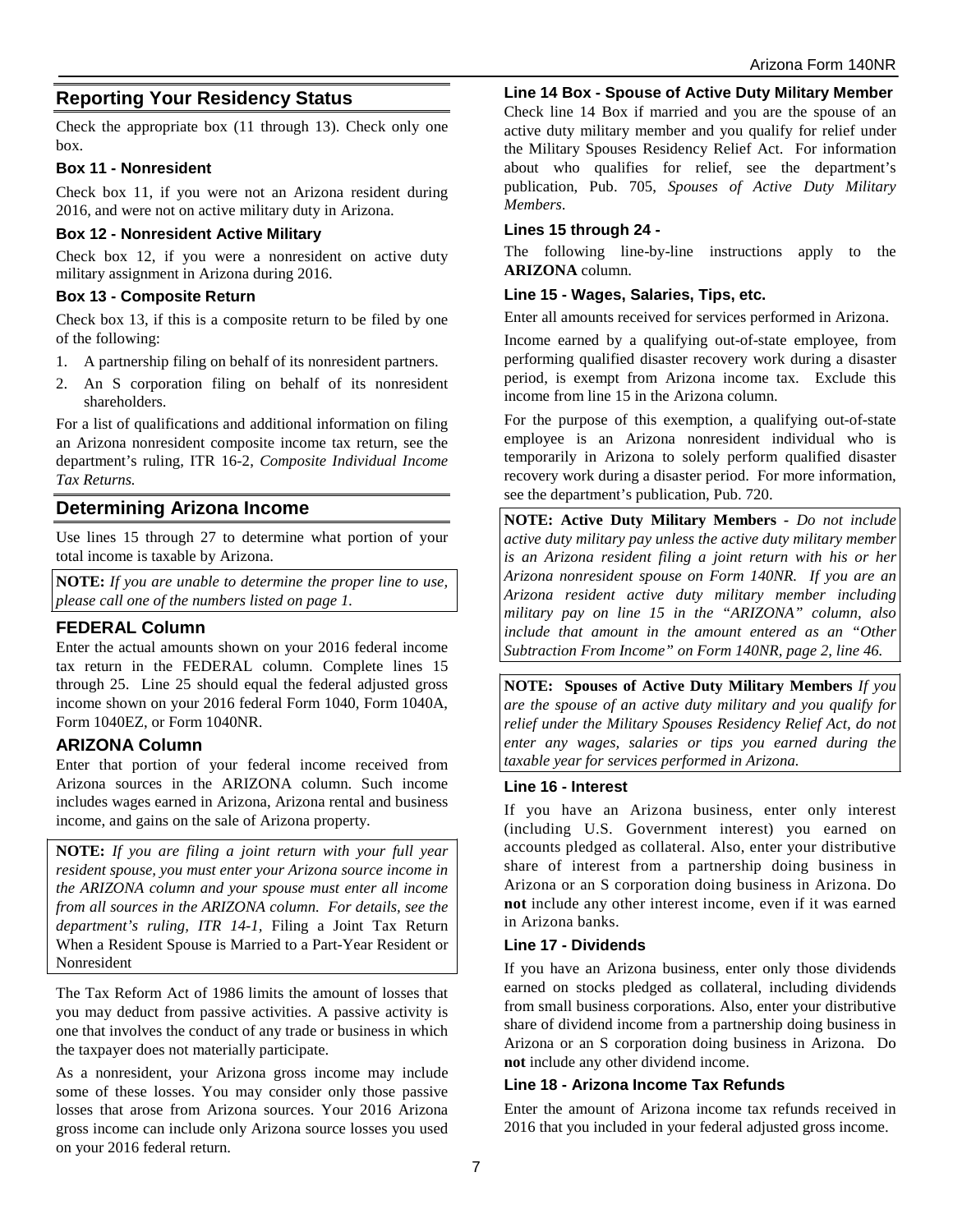## Reporting Your Residency Status

Check the appropriate box (11 through 13). Check only one box.

### Box 11 - Nonresident

Check box 11, if you were not an Arizona resident during 2016, and were not on active military duty in Arizona.

### Box 12 - Nonresident Active Military

Check box 12, if you were a nonresident on active duty military assignment in Arizona during 2016.

### Box 13 - Composite Return

Check box 13, if this is a composite return to be filed by one of the following:

1. A partnership filing on behalf of its nonresident partners.
2. An S corporation filing on behalf of its nonresident shareholders.

For a list of qualifications and additional information on filing an Arizona nonresident composite income tax return, see the department's ruling, ITR 16-2, *Composite Individual Income Tax Returns.*

## Determining Arizona Income

Use lines 15 through 27 to determine what portion of your total income is taxable by Arizona.

**NOTE:** *If you are unable to determine the proper line to use, please call one of the numbers listed on page 1.*

### FEDERAL Column

Enter the actual amounts shown on your 2016 federal income tax return in the FEDERAL column. Complete lines 15 through 25. Line 25 should equal the federal adjusted gross income shown on your 2016 federal Form 1040, Form 1040A, Form 1040EZ, or Form 1040NR.

### ARIZONA Column

Enter that portion of your federal income received from Arizona sources in the ARIZONA column. Such income includes wages earned in Arizona, Arizona rental and business income, and gains on the sale of Arizona property.

**NOTE:** *If you are filing a joint return with your full year resident spouse, you must enter your Arizona source income in the ARIZONA column and your spouse must enter all income from all sources in the ARIZONA column. For details, see the department's ruling, ITR 14-1,* Filing a Joint Tax Return When a Resident Spouse is Married to a Part-Year Resident or Nonresident

The Tax Reform Act of 1986 limits the amount of losses that you may deduct from passive activities. A passive activity is one that involves the conduct of any trade or business in which the taxpayer does not materially participate.

As a nonresident, your Arizona gross income may include some of these losses. You may consider only those passive losses that arose from Arizona sources. Your 2016 Arizona gross income can include only Arizona source losses you used on your 2016 federal return.

### Line 14 Box - Spouse of Active Duty Military Member

Check line 14 Box if married and you are the spouse of an active duty military member and you qualify for relief under the Military Spouses Residency Relief Act. For information about who qualifies for relief, see the department's publication, Pub. 705, *Spouses of Active Duty Military Members*.

### Lines 15 through 24 -

The following line-by-line instructions apply to the **ARIZONA** column.

### Line 15 - Wages, Salaries, Tips, etc.

Enter all amounts received for services performed in Arizona.

Income earned by a qualifying out-of-state employee, from performing qualified disaster recovery work during a disaster period, is exempt from Arizona income tax. Exclude this income from line 15 in the Arizona column.

For the purpose of this exemption, a qualifying out-of-state employee is an Arizona nonresident individual who is temporarily in Arizona to solely perform qualified disaster recovery work during a disaster period. For more information, see the department's publication, Pub. 720.

**NOTE: Active Duty Military Members -** *Do not include active duty military pay unless the active duty military member is an Arizona resident filing a joint return with his or her Arizona nonresident spouse on Form 140NR. If you are an Arizona resident active duty military member including military pay on line 15 in the "ARIZONA" column, also include that amount in the amount entered as an "Other Subtraction From Income" on Form 140NR, page 2, line 46.*

**NOTE: Spouses of Active Duty Military Members** *If you are the spouse of an active duty military and you qualify for relief under the Military Spouses Residency Relief Act, do not enter any wages, salaries or tips you earned during the taxable year for services performed in Arizona.*

### Line 16 - Interest

If you have an Arizona business, enter only interest (including U.S. Government interest) you earned on accounts pledged as collateral. Also, enter your distributive share of interest from a partnership doing business in Arizona or an S corporation doing business in Arizona. Do **not** include any other interest income, even if it was earned in Arizona banks.

### Line 17 - Dividends

If you have an Arizona business, enter only those dividends earned on stocks pledged as collateral, including dividends from small business corporations. Also, enter your distributive share of dividend income from a partnership doing business in Arizona or an S corporation doing business in Arizona. Do **not** include any other dividend income.

### Line 18 - Arizona Income Tax Refunds

Enter the amount of Arizona income tax refunds received in 2016 that you included in your federal adjusted gross income.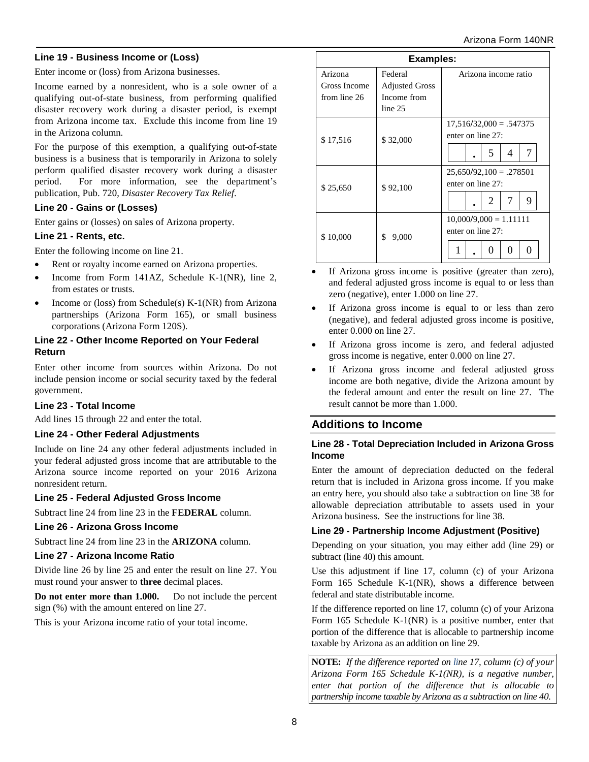### Line 19 - Business Income or (Loss)

Enter income or (loss) from Arizona businesses.

Income earned by a nonresident, who is a sole owner of a qualifying out-of-state business, from performing qualified disaster recovery work during a disaster period, is exempt from Arizona income tax. Exclude this income from line 19 in the Arizona column.

For the purpose of this exemption, a qualifying out-of-state business is a business that is temporarily in Arizona to solely perform qualified disaster recovery work during a disaster period. For more information, see the department's publication, Pub. 720, *Disaster Recovery Tax Relief*.

### Line 20 - Gains or (Losses)

Enter gains or (losses) on sales of Arizona property.

### Line 21 - Rents, etc.

Enter the following income on line 21.

- Rent or royalty income earned on Arizona properties.
- Income from Form 141AZ, Schedule K-1(NR), line 2, from estates or trusts.
- Income or (loss) from Schedule(s) K-1(NR) from Arizona partnerships (Arizona Form 165), or small business corporations (Arizona Form 120S).

### Line 22 - Other Income Reported on Your Federal Return

Enter other income from sources within Arizona. Do not include pension income or social security taxed by the federal government.

### Line 23 - Total Income

Add lines 15 through 22 and enter the total.

### Line 24 - Other Federal Adjustments

Include on line 24 any other federal adjustments included in your federal adjusted gross income that are attributable to the Arizona source income reported on your 2016 Arizona nonresident return.

### Line 25 - Federal Adjusted Gross Income

Subtract line 24 from line 23 in the **FEDERAL** column.

### Line 26 - Arizona Gross Income

Subtract line 24 from line 23 in the **ARIZONA** column.

### Line 27 - Arizona Income Ratio

Divide line 26 by line 25 and enter the result on line 27. You must round your answer to **three** decimal places.

**Do not enter more than 1.000.** Do not include the percent sign (%) with the amount entered on line 27.

This is your Arizona income ratio of your total income.

**Examples:**

| Arizona Gross Income from line 26 | Federal Adjusted Gross Income from line 25 | Arizona income ratio |
|---|---|---|
| $ 17,516 | $ 32,000 | 17,516/32,000 = .547375 enter on line 27: .547 |
| $ 25,650 | $ 92,100 | 25,650/92,100 = .278501 enter on line 27: .279 |
| $ 10,000 | $ 9,000 | 10,000/9,000 = 1.11111 enter on line 27: 1.000 |

- If Arizona gross income is positive (greater than zero), and federal adjusted gross income is equal to or less than zero (negative), enter 1.000 on line 27.
- If Arizona gross income is equal to or less than zero (negative), and federal adjusted gross income is positive, enter 0.000 on line 27.
- If Arizona gross income is zero, and federal adjusted gross income is negative, enter 0.000 on line 27.
- If Arizona gross income and federal adjusted gross income are both negative, divide the Arizona amount by the federal amount and enter the result on line 27. The result cannot be more than 1.000.

## Additions to Income

### Line 28 - Total Depreciation Included in Arizona Gross Income

Enter the amount of depreciation deducted on the federal return that is included in Arizona gross income. If you make an entry here, you should also take a subtraction on line 38 for allowable depreciation attributable to assets used in your Arizona business. See the instructions for line 38.

### Line 29 - Partnership Income Adjustment (Positive)

Depending on your situation, you may either add (line 29) or subtract (line 40) this amount.

Use this adjustment if line 17, column (c) of your Arizona Form 165 Schedule K-1(NR), shows a difference between federal and state distributable income.

If the difference reported on line 17, column (c) of your Arizona Form 165 Schedule K-1(NR) is a positive number, enter that portion of the difference that is allocable to partnership income taxable by Arizona as an addition on line 29.

**NOTE:** *If the difference reported on line 17, column (c) of your Arizona Form 165 Schedule K-1(NR), is a negative number, enter that portion of the difference that is allocable to partnership income taxable by Arizona as a subtraction on line 40.*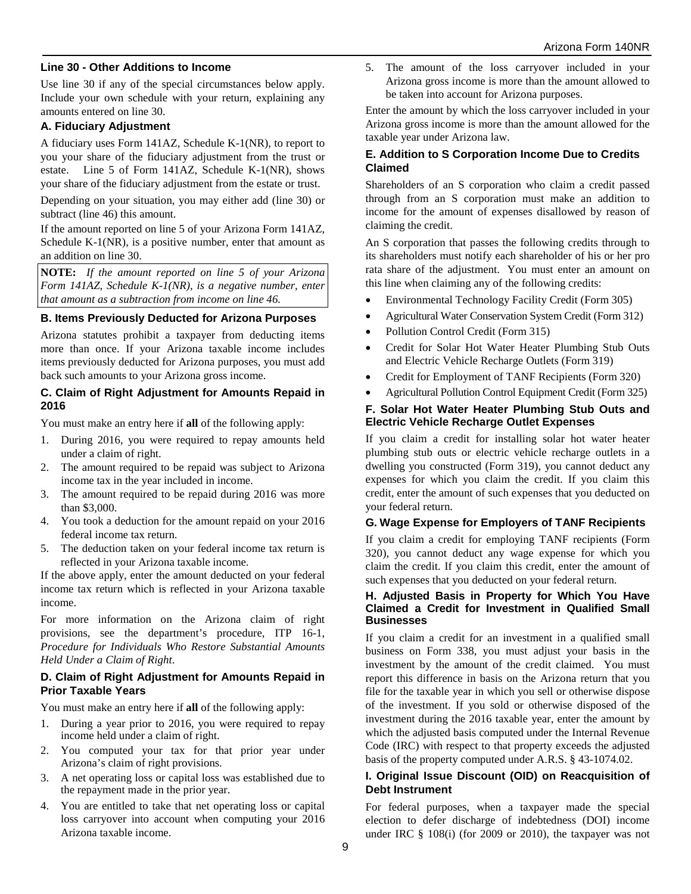### Line 30 - Other Additions to Income

Use line 30 if any of the special circumstances below apply. Include your own schedule with your return, explaining any amounts entered on line 30.

#### A. Fiduciary Adjustment

A fiduciary uses Form 141AZ, Schedule K-1(NR), to report to you your share of the fiduciary adjustment from the trust or estate. Line 5 of Form 141AZ, Schedule K-1(NR), shows your share of the fiduciary adjustment from the estate or trust.

Depending on your situation, you may either add (line 30) or subtract (line 46) this amount.

If the amount reported on line 5 of your Arizona Form 141AZ, Schedule K-1(NR), is a positive number, enter that amount as an addition on line 30.

**NOTE:** *If the amount reported on line 5 of your Arizona Form 141AZ, Schedule K-1(NR), is a negative number, enter that amount as a subtraction from income on line 46.*

#### B. Items Previously Deducted for Arizona Purposes

Arizona statutes prohibit a taxpayer from deducting items more than once. If your Arizona taxable income includes items previously deducted for Arizona purposes, you must add back such amounts to your Arizona gross income.

#### C. Claim of Right Adjustment for Amounts Repaid in 2016

You must make an entry here if **all** of the following apply:

1. During 2016, you were required to repay amounts held under a claim of right.
2. The amount required to be repaid was subject to Arizona income tax in the year included in income.
3. The amount required to be repaid during 2016 was more than $3,000.
4. You took a deduction for the amount repaid on your 2016 federal income tax return.
5. The deduction taken on your federal income tax return is reflected in your Arizona taxable income.

If the above apply, enter the amount deducted on your federal income tax return which is reflected in your Arizona taxable income.

For more information on the Arizona claim of right provisions, see the department's procedure, ITP 16-1, *Procedure for Individuals Who Restore Substantial Amounts Held Under a Claim of Right*.

#### D. Claim of Right Adjustment for Amounts Repaid in Prior Taxable Years

You must make an entry here if **all** of the following apply:

1. During a year prior to 2016, you were required to repay income held under a claim of right.
2. You computed your tax for that prior year under Arizona's claim of right provisions.
3. A net operating loss or capital loss was established due to the repayment made in the prior year.
4. You are entitled to take that net operating loss or capital loss carryover into account when computing your 2016 Arizona taxable income.
5. The amount of the loss carryover included in your Arizona gross income is more than the amount allowed to be taken into account for Arizona purposes.

Enter the amount by which the loss carryover included in your Arizona gross income is more than the amount allowed for the taxable year under Arizona law.

#### E. Addition to S Corporation Income Due to Credits Claimed

Shareholders of an S corporation who claim a credit passed through from an S corporation must make an addition to income for the amount of expenses disallowed by reason of claiming the credit.

An S corporation that passes the following credits through to its shareholders must notify each shareholder of his or her pro rata share of the adjustment. You must enter an amount on this line when claiming any of the following credits:

- Environmental Technology Facility Credit (Form 305)
- Agricultural Water Conservation System Credit (Form 312)
- Pollution Control Credit (Form 315)
- Credit for Solar Hot Water Heater Plumbing Stub Outs and Electric Vehicle Recharge Outlets (Form 319)
- Credit for Employment of TANF Recipients (Form 320)
- Agricultural Pollution Control Equipment Credit (Form 325)

#### F. Solar Hot Water Heater Plumbing Stub Outs and Electric Vehicle Recharge Outlet Expenses

If you claim a credit for installing solar hot water heater plumbing stub outs or electric vehicle recharge outlets in a dwelling you constructed (Form 319), you cannot deduct any expenses for which you claim the credit. If you claim this credit, enter the amount of such expenses that you deducted on your federal return.

#### G. Wage Expense for Employers of TANF Recipients

If you claim a credit for employing TANF recipients (Form 320), you cannot deduct any wage expense for which you claim the credit. If you claim this credit, enter the amount of such expenses that you deducted on your federal return.

#### H. Adjusted Basis in Property for Which You Have Claimed a Credit for Investment in Qualified Small Businesses

If you claim a credit for an investment in a qualified small business on Form 338, you must adjust your basis in the investment by the amount of the credit claimed. You must report this difference in basis on the Arizona return that you file for the taxable year in which you sell or otherwise dispose of the investment. If you sold or otherwise disposed of the investment during the 2016 taxable year, enter the amount by which the adjusted basis computed under the Internal Revenue Code (IRC) with respect to that property exceeds the adjusted basis of the property computed under A.R.S. § 43-1074.02.

#### I. Original Issue Discount (OID) on Reacquisition of Debt Instrument

For federal purposes, when a taxpayer made the special election to defer discharge of indebtedness (DOI) income under IRC § 108(i) (for 2009 or 2010), the taxpayer was not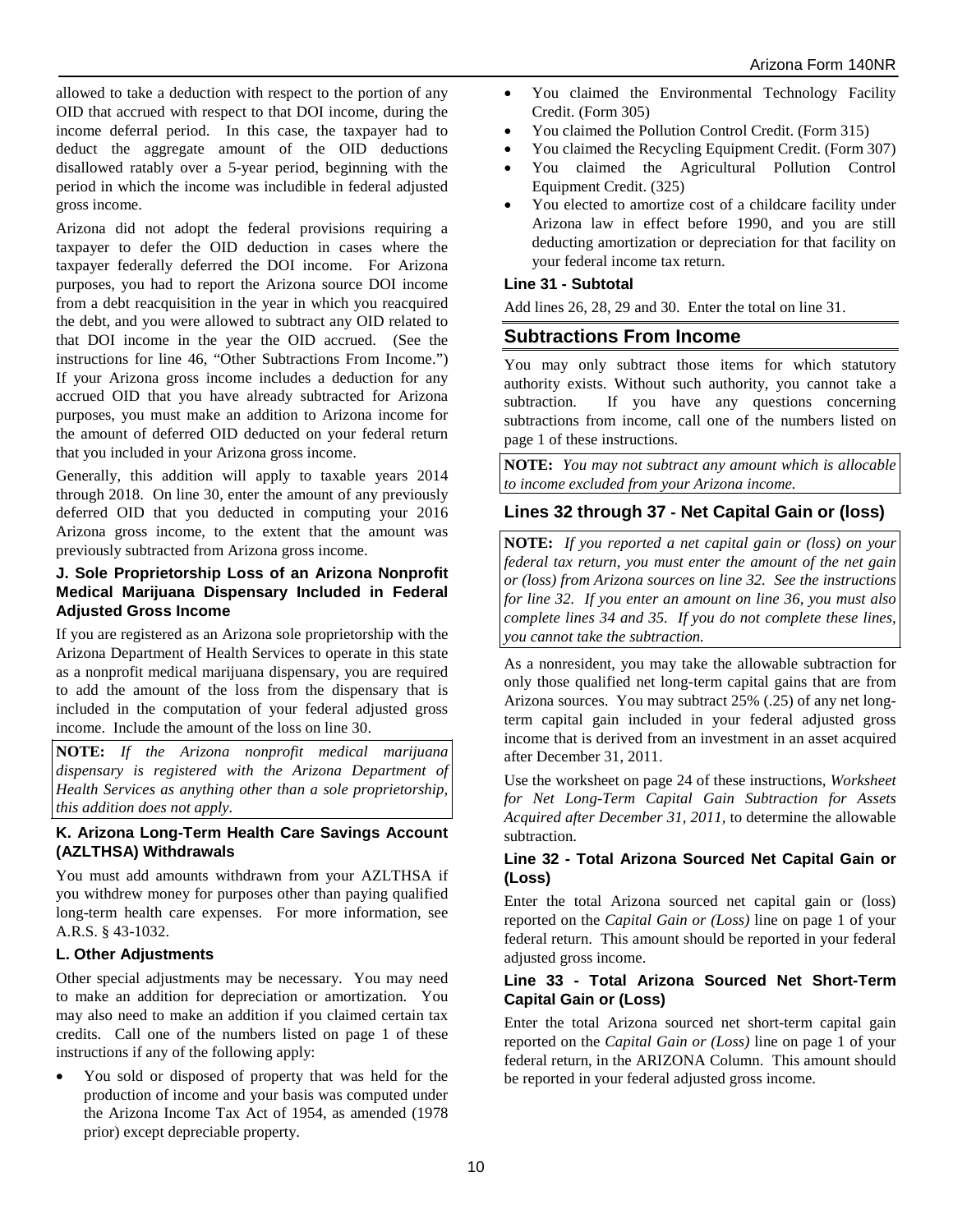allowed to take a deduction with respect to the portion of any OID that accrued with respect to that DOI income, during the income deferral period. In this case, the taxpayer had to deduct the aggregate amount of the OID deductions disallowed ratably over a 5-year period, beginning with the period in which the income was includible in federal adjusted gross income.

Arizona did not adopt the federal provisions requiring a taxpayer to defer the OID deduction in cases where the taxpayer federally deferred the DOI income. For Arizona purposes, you had to report the Arizona source DOI income from a debt reacquisition in the year in which you reacquired the debt, and you were allowed to subtract any OID related to that DOI income in the year the OID accrued. (See the instructions for line 46, "Other Subtractions From Income.") If your Arizona gross income includes a deduction for any accrued OID that you have already subtracted for Arizona purposes, you must make an addition to Arizona income for the amount of deferred OID deducted on your federal return that you included in your Arizona gross income.

Generally, this addition will apply to taxable years 2014 through 2018. On line 30, enter the amount of any previously deferred OID that you deducted in computing your 2016 Arizona gross income, to the extent that the amount was previously subtracted from Arizona gross income.

### J. Sole Proprietorship Loss of an Arizona Nonprofit Medical Marijuana Dispensary Included in Federal Adjusted Gross Income

If you are registered as an Arizona sole proprietorship with the Arizona Department of Health Services to operate in this state as a nonprofit medical marijuana dispensary, you are required to add the amount of the loss from the dispensary that is included in the computation of your federal adjusted gross income. Include the amount of the loss on line 30.

**NOTE:** *If the Arizona nonprofit medical marijuana dispensary is registered with the Arizona Department of Health Services as anything other than a sole proprietorship, this addition does not apply.*

### K. Arizona Long-Term Health Care Savings Account (AZLTHSA) Withdrawals

You must add amounts withdrawn from your AZLTHSA if you withdrew money for purposes other than paying qualified long-term health care expenses. For more information, see A.R.S. § 43-1032.

### L. Other Adjustments

Other special adjustments may be necessary. You may need to make an addition for depreciation or amortization. You may also need to make an addition if you claimed certain tax credits. Call one of the numbers listed on page 1 of these instructions if any of the following apply:

- You sold or disposed of property that was held for the production of income and your basis was computed under the Arizona Income Tax Act of 1954, as amended (1978 prior) except depreciable property.
- You claimed the Environmental Technology Facility Credit. (Form 305)
- You claimed the Pollution Control Credit. (Form 315)
- You claimed the Recycling Equipment Credit. (Form 307)
- You claimed the Agricultural Pollution Control Equipment Credit. (325)
- You elected to amortize cost of a childcare facility under Arizona law in effect before 1990, and you are still deducting amortization or depreciation for that facility on your federal income tax return.

### Line 31 - Subtotal

Add lines 26, 28, 29 and 30. Enter the total on line 31.

## Subtractions From Income

You may only subtract those items for which statutory authority exists. Without such authority, you cannot take a subtraction. If you have any questions concerning subtractions from income, call one of the numbers listed on page 1 of these instructions.

**NOTE:** *You may not subtract any amount which is allocable to income excluded from your Arizona income.*

### Lines 32 through 37 - Net Capital Gain or (loss)

**NOTE:** *If you reported a net capital gain or (loss) on your federal tax return, you must enter the amount of the net gain or (loss) from Arizona sources on line 32. See the instructions for line 32. If you enter an amount on line 36, you must also complete lines 34 and 35. If you do not complete these lines, you cannot take the subtraction.*

As a nonresident, you may take the allowable subtraction for only those qualified net long-term capital gains that are from Arizona sources. You may subtract 25% (.25) of any net long-term capital gain included in your federal adjusted gross income that is derived from an investment in an asset acquired after December 31, 2011.

Use the worksheet on page 24 of these instructions, *Worksheet for Net Long-Term Capital Gain Subtraction for Assets Acquired after December 31, 2011,* to determine the allowable subtraction.

### Line 32 - Total Arizona Sourced Net Capital Gain or (Loss)

Enter the total Arizona sourced net capital gain or (loss) reported on the *Capital Gain or (Loss)* line on page 1 of your federal return. This amount should be reported in your federal adjusted gross income.

### Line 33 - Total Arizona Sourced Net Short-Term Capital Gain or (Loss)

Enter the total Arizona sourced net short-term capital gain reported on the *Capital Gain or (Loss)* line on page 1 of your federal return, in the ARIZONA Column. This amount should be reported in your federal adjusted gross income.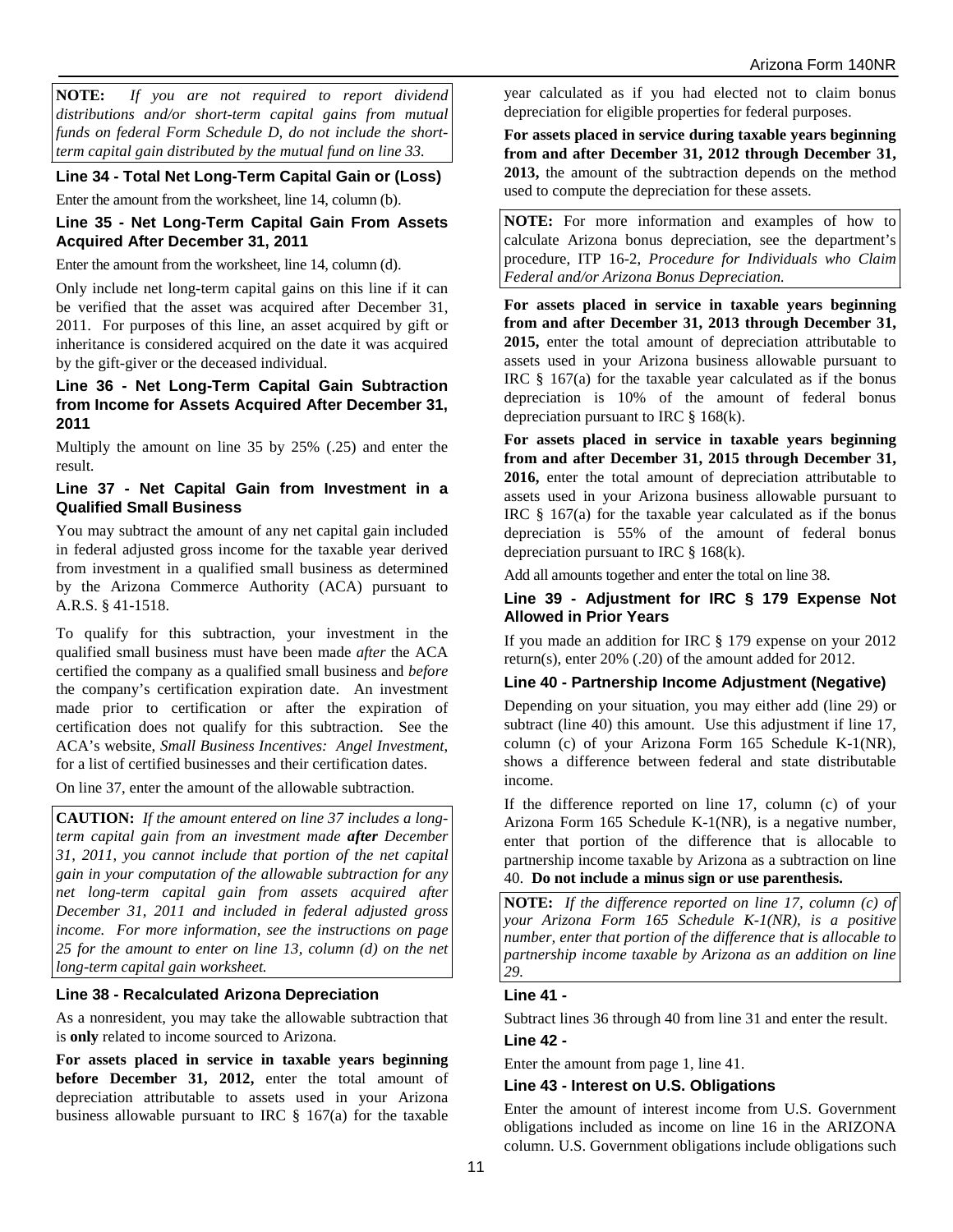**NOTE:** *If you are not required to report dividend distributions and/or short-term capital gains from mutual funds on federal Form Schedule D, do not include the short-term capital gain distributed by the mutual fund on line 33.*

### Line 34 - Total Net Long-Term Capital Gain or (Loss)

Enter the amount from the worksheet, line 14, column (b).

### Line 35 - Net Long-Term Capital Gain From Assets Acquired After December 31, 2011

Enter the amount from the worksheet, line 14, column (d).

Only include net long-term capital gains on this line if it can be verified that the asset was acquired after December 31, 2011. For purposes of this line, an asset acquired by gift or inheritance is considered acquired on the date it was acquired by the gift-giver or the deceased individual.

### Line 36 - Net Long-Term Capital Gain Subtraction from Income for Assets Acquired After December 31, 2011

Multiply the amount on line 35 by 25% (.25) and enter the result.

### Line 37 - Net Capital Gain from Investment in a Qualified Small Business

You may subtract the amount of any net capital gain included in federal adjusted gross income for the taxable year derived from investment in a qualified small business as determined by the Arizona Commerce Authority (ACA) pursuant to A.R.S. § 41-1518.

To qualify for this subtraction, your investment in the qualified small business must have been made *after* the ACA certified the company as a qualified small business and *before* the company's certification expiration date. An investment made prior to certification or after the expiration of certification does not qualify for this subtraction. See the ACA's website, *Small Business Incentives: Angel Investment*, for a list of certified businesses and their certification dates.

On line 37, enter the amount of the allowable subtraction.

**CAUTION:** *If the amount entered on line 37 includes a long-term capital gain from an investment made **after** December 31, 2011, you cannot include that portion of the net capital gain in your computation of the allowable subtraction for any net long-term capital gain from assets acquired after December 31, 2011 and included in federal adjusted gross income. For more information, see the instructions on page 25 for the amount to enter on line 13, column (d) on the net long-term capital gain worksheet.*

### Line 38 - Recalculated Arizona Depreciation

As a nonresident, you may take the allowable subtraction that is **only** related to income sourced to Arizona.

**For assets placed in service in taxable years beginning before December 31, 2012,** enter the total amount of depreciation attributable to assets used in your Arizona business allowable pursuant to IRC § 167(a) for the taxable year calculated as if you had elected not to claim bonus depreciation for eligible properties for federal purposes.

**For assets placed in service during taxable years beginning from and after December 31, 2012 through December 31, 2013,** the amount of the subtraction depends on the method used to compute the depreciation for these assets.

**NOTE:** For more information and examples of how to calculate Arizona bonus depreciation, see the department's procedure, ITP 16-2, *Procedure for Individuals who Claim Federal and/or Arizona Bonus Depreciation.*

**For assets placed in service in taxable years beginning from and after December 31, 2013 through December 31, 2015,** enter the total amount of depreciation attributable to assets used in your Arizona business allowable pursuant to IRC § 167(a) for the taxable year calculated as if the bonus depreciation is 10% of the amount of federal bonus depreciation pursuant to IRC § 168(k).

**For assets placed in service in taxable years beginning from and after December 31, 2015 through December 31, 2016,** enter the total amount of depreciation attributable to assets used in your Arizona business allowable pursuant to IRC § 167(a) for the taxable year calculated as if the bonus depreciation is 55% of the amount of federal bonus depreciation pursuant to IRC § 168(k).

Add all amounts together and enter the total on line 38.

### Line 39 - Adjustment for IRC § 179 Expense Not Allowed in Prior Years

If you made an addition for IRC § 179 expense on your 2012 return(s), enter 20% (.20) of the amount added for 2012.

### Line 40 - Partnership Income Adjustment (Negative)

Depending on your situation, you may either add (line 29) or subtract (line 40) this amount. Use this adjustment if line 17, column (c) of your Arizona Form 165 Schedule K-1(NR), shows a difference between federal and state distributable income.

If the difference reported on line 17, column (c) of your Arizona Form 165 Schedule K-1(NR), is a negative number, enter that portion of the difference that is allocable to partnership income taxable by Arizona as a subtraction on line 40. **Do not include a minus sign or use parenthesis.**

**NOTE:** *If the difference reported on line 17, column (c) of your Arizona Form 165 Schedule K-1(NR), is a positive number, enter that portion of the difference that is allocable to partnership income taxable by Arizona as an addition on line 29.*

### Line 41 -

Subtract lines 36 through 40 from line 31 and enter the result.

### Line 42 -

Enter the amount from page 1, line 41.

### Line 43 - Interest on U.S. Obligations

Enter the amount of interest income from U.S. Government obligations included as income on line 16 in the ARIZONA column. U.S. Government obligations include obligations such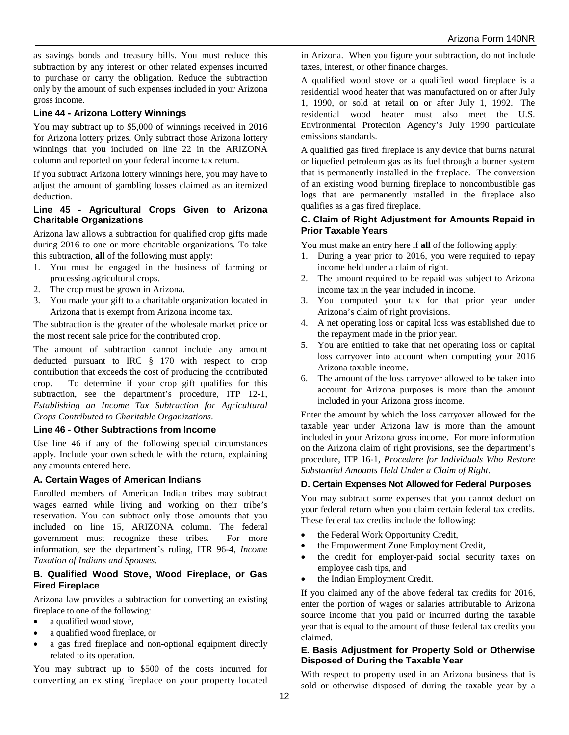as savings bonds and treasury bills. You must reduce this subtraction by any interest or other related expenses incurred to purchase or carry the obligation. Reduce the subtraction only by the amount of such expenses included in your Arizona gross income.

### Line 44 - Arizona Lottery Winnings

You may subtract up to $5,000 of winnings received in 2016 for Arizona lottery prizes. Only subtract those Arizona lottery winnings that you included on line 22 in the ARIZONA column and reported on your federal income tax return.

If you subtract Arizona lottery winnings here, you may have to adjust the amount of gambling losses claimed as an itemized deduction.

### Line 45 - Agricultural Crops Given to Arizona Charitable Organizations

Arizona law allows a subtraction for qualified crop gifts made during 2016 to one or more charitable organizations. To take this subtraction, **all** of the following must apply:

1. You must be engaged in the business of farming or processing agricultural crops.
2. The crop must be grown in Arizona.
3. You made your gift to a charitable organization located in Arizona that is exempt from Arizona income tax.

The subtraction is the greater of the wholesale market price or the most recent sale price for the contributed crop.

The amount of subtraction cannot include any amount deducted pursuant to IRC § 170 with respect to crop contribution that exceeds the cost of producing the contributed crop. To determine if your crop gift qualifies for this subtraction, see the department's procedure, ITP 12-1, *Establishing an Income Tax Subtraction for Agricultural Crops Contributed to Charitable Organizations*.

### Line 46 - Other Subtractions from Income

Use line 46 if any of the following special circumstances apply. Include your own schedule with the return, explaining any amounts entered here.

#### A. Certain Wages of American Indians

Enrolled members of American Indian tribes may subtract wages earned while living and working on their tribe's reservation. You can subtract only those amounts that you included on line 15, ARIZONA column. The federal government must recognize these tribes. For more information, see the department's ruling, ITR 96-4, *Income Taxation of Indians and Spouses.*

#### B. Qualified Wood Stove, Wood Fireplace, or Gas Fired Fireplace

Arizona law provides a subtraction for converting an existing fireplace to one of the following:

- a qualified wood stove,
- a qualified wood fireplace, or
- a gas fired fireplace and non-optional equipment directly related to its operation.

You may subtract up to $500 of the costs incurred for converting an existing fireplace on your property located in Arizona. When you figure your subtraction, do not include taxes, interest, or other finance charges.

A qualified wood stove or a qualified wood fireplace is a residential wood heater that was manufactured on or after July 1, 1990, or sold at retail on or after July 1, 1992. The residential wood heater must also meet the U.S. Environmental Protection Agency's July 1990 particulate emissions standards.

A qualified gas fired fireplace is any device that burns natural or liquefied petroleum gas as its fuel through a burner system that is permanently installed in the fireplace. The conversion of an existing wood burning fireplace to noncombustible gas logs that are permanently installed in the fireplace also qualifies as a gas fired fireplace.

#### C. Claim of Right Adjustment for Amounts Repaid in Prior Taxable Years

You must make an entry here if **all** of the following apply:

1. During a year prior to 2016, you were required to repay income held under a claim of right.
2. The amount required to be repaid was subject to Arizona income tax in the year included in income.
3. You computed your tax for that prior year under Arizona's claim of right provisions.
4. A net operating loss or capital loss was established due to the repayment made in the prior year.
5. You are entitled to take that net operating loss or capital loss carryover into account when computing your 2016 Arizona taxable income.
6. The amount of the loss carryover allowed to be taken into account for Arizona purposes is more than the amount included in your Arizona gross income.

Enter the amount by which the loss carryover allowed for the taxable year under Arizona law is more than the amount included in your Arizona gross income. For more information on the Arizona claim of right provisions, see the department's procedure, ITP 16-1, *Procedure for Individuals Who Restore Substantial Amounts Held Under a Claim of Right.*

#### D. Certain Expenses Not Allowed for Federal Purposes

You may subtract some expenses that you cannot deduct on your federal return when you claim certain federal tax credits. These federal tax credits include the following:

- the Federal Work Opportunity Credit,
- the Empowerment Zone Employment Credit,
- the credit for employer-paid social security taxes on employee cash tips, and
- the Indian Employment Credit.

If you claimed any of the above federal tax credits for 2016, enter the portion of wages or salaries attributable to Arizona source income that you paid or incurred during the taxable year that is equal to the amount of those federal tax credits you claimed.

#### E. Basis Adjustment for Property Sold or Otherwise Disposed of During the Taxable Year

With respect to property used in an Arizona business that is sold or otherwise disposed of during the taxable year by a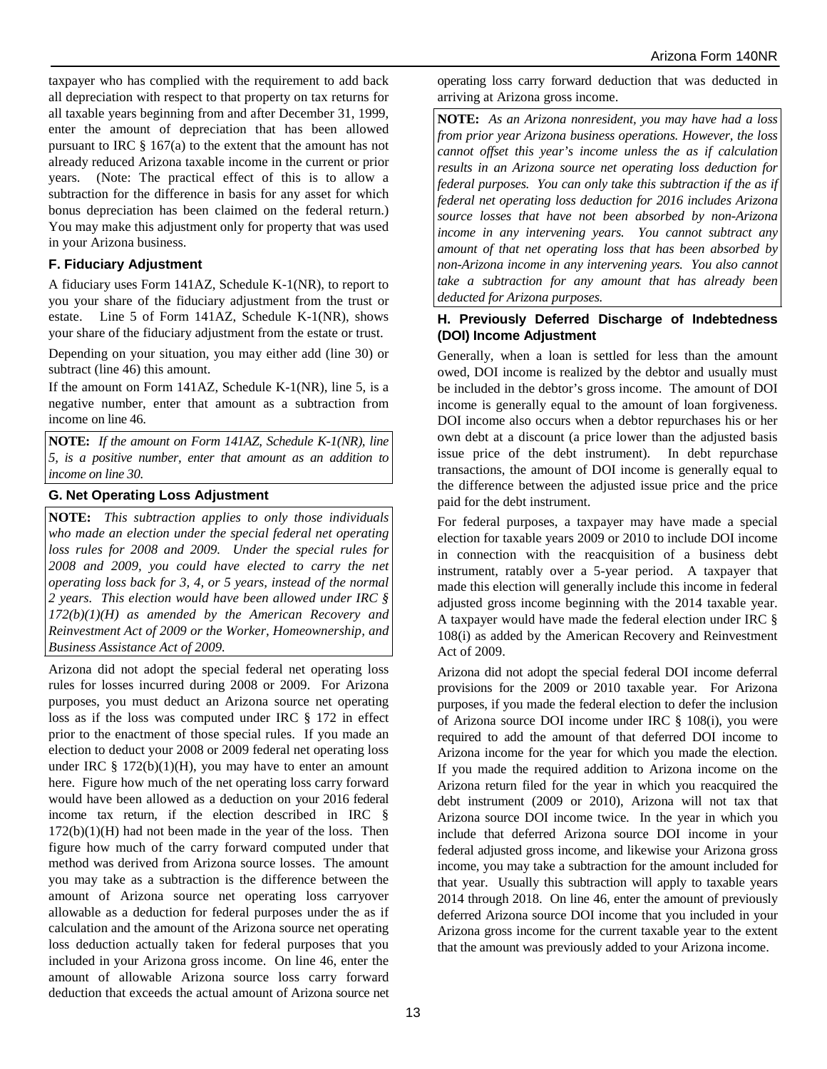taxpayer who has complied with the requirement to add back all depreciation with respect to that property on tax returns for all taxable years beginning from and after December 31, 1999, enter the amount of depreciation that has been allowed pursuant to IRC § 167(a) to the extent that the amount has not already reduced Arizona taxable income in the current or prior years. (Note: The practical effect of this is to allow a subtraction for the difference in basis for any asset for which bonus depreciation has been claimed on the federal return.) You may make this adjustment only for property that was used in your Arizona business.

### F. Fiduciary Adjustment

A fiduciary uses Form 141AZ, Schedule K-1(NR), to report to you your share of the fiduciary adjustment from the trust or estate. Line 5 of Form 141AZ, Schedule K-1(NR), shows your share of the fiduciary adjustment from the estate or trust.

Depending on your situation, you may either add (line 30) or subtract (line 46) this amount.

If the amount on Form 141AZ, Schedule K-1(NR), line 5, is a negative number, enter that amount as a subtraction from income on line 46.

**NOTE:** *If the amount on Form 141AZ, Schedule K-1(NR), line 5, is a positive number, enter that amount as an addition to income on line 30.*

### G. Net Operating Loss Adjustment

**NOTE:** *This subtraction applies to only those individuals who made an election under the special federal net operating loss rules for 2008 and 2009. Under the special rules for 2008 and 2009, you could have elected to carry the net operating loss back for 3, 4, or 5 years, instead of the normal 2 years. This election would have been allowed under IRC § 172(b)(1)(H) as amended by the American Recovery and Reinvestment Act of 2009 or the Worker, Homeownership, and Business Assistance Act of 2009.*

Arizona did not adopt the special federal net operating loss rules for losses incurred during 2008 or 2009. For Arizona purposes, you must deduct an Arizona source net operating loss as if the loss was computed under IRC § 172 in effect prior to the enactment of those special rules. If you made an election to deduct your 2008 or 2009 federal net operating loss under IRC § 172(b)(1)(H), you may have to enter an amount here. Figure how much of the net operating loss carry forward would have been allowed as a deduction on your 2016 federal income tax return, if the election described in IRC § 172(b)(1)(H) had not been made in the year of the loss. Then figure how much of the carry forward computed under that method was derived from Arizona source losses. The amount you may take as a subtraction is the difference between the amount of Arizona source net operating loss carryover allowable as a deduction for federal purposes under the as if calculation and the amount of the Arizona source net operating loss deduction actually taken for federal purposes that you included in your Arizona gross income. On line 46, enter the amount of allowable Arizona source loss carry forward deduction that exceeds the actual amount of Arizona source net operating loss carry forward deduction that was deducted in arriving at Arizona gross income.

**NOTE:** *As an Arizona nonresident, you may have had a loss from prior year Arizona business operations. However, the loss cannot offset this year's income unless the as if calculation results in an Arizona source net operating loss deduction for federal purposes. You can only take this subtraction if the as if federal net operating loss deduction for 2016 includes Arizona source losses that have not been absorbed by non-Arizona income in any intervening years. You cannot subtract any amount of that net operating loss that has been absorbed by non-Arizona income in any intervening years. You also cannot take a subtraction for any amount that has already been deducted for Arizona purposes.*

### H. Previously Deferred Discharge of Indebtedness (DOI) Income Adjustment

Generally, when a loan is settled for less than the amount owed, DOI income is realized by the debtor and usually must be included in the debtor's gross income. The amount of DOI income is generally equal to the amount of loan forgiveness. DOI income also occurs when a debtor repurchases his or her own debt at a discount (a price lower than the adjusted basis issue price of the debt instrument). In debt repurchase transactions, the amount of DOI income is generally equal to the difference between the adjusted issue price and the price paid for the debt instrument.

For federal purposes, a taxpayer may have made a special election for taxable years 2009 or 2010 to include DOI income in connection with the reacquisition of a business debt instrument, ratably over a 5-year period. A taxpayer that made this election will generally include this income in federal adjusted gross income beginning with the 2014 taxable year. A taxpayer would have made the federal election under IRC § 108(i) as added by the American Recovery and Reinvestment Act of 2009.

Arizona did not adopt the special federal DOI income deferral provisions for the 2009 or 2010 taxable year. For Arizona purposes, if you made the federal election to defer the inclusion of Arizona source DOI income under IRC § 108(i), you were required to add the amount of that deferred DOI income to Arizona income for the year for which you made the election. If you made the required addition to Arizona income on the Arizona return filed for the year in which you reacquired the debt instrument (2009 or 2010), Arizona will not tax that Arizona source DOI income twice. In the year in which you include that deferred Arizona source DOI income in your federal adjusted gross income, and likewise your Arizona gross income, you may take a subtraction for the amount included for that year. Usually this subtraction will apply to taxable years 2014 through 2018. On line 46, enter the amount of previously deferred Arizona source DOI income that you included in your Arizona gross income for the current taxable year to the extent that the amount was previously added to your Arizona income.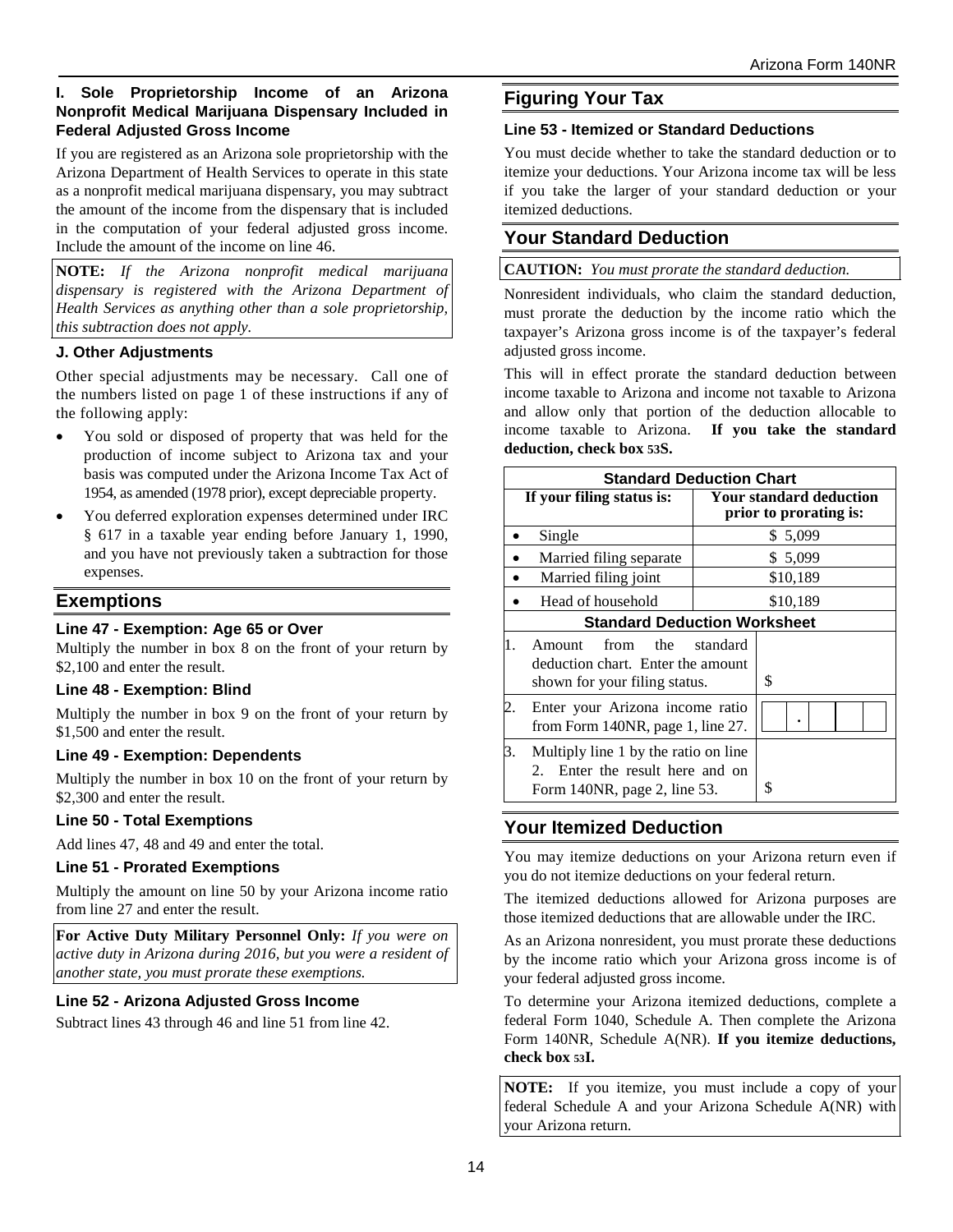### I. Sole Proprietorship Income of an Arizona Nonprofit Medical Marijuana Dispensary Included in Federal Adjusted Gross Income

If you are registered as an Arizona sole proprietorship with the Arizona Department of Health Services to operate in this state as a nonprofit medical marijuana dispensary, you may subtract the amount of the income from the dispensary that is included in the computation of your federal adjusted gross income. Include the amount of the income on line 46.

**NOTE:** *If the Arizona nonprofit medical marijuana dispensary is registered with the Arizona Department of Health Services as anything other than a sole proprietorship, this subtraction does not apply.*

### J. Other Adjustments

Other special adjustments may be necessary. Call one of the numbers listed on page 1 of these instructions if any of the following apply:

- You sold or disposed of property that was held for the production of income subject to Arizona tax and your basis was computed under the Arizona Income Tax Act of 1954, as amended (1978 prior), except depreciable property.
- You deferred exploration expenses determined under IRC § 617 in a taxable year ending before January 1, 1990, and you have not previously taken a subtraction for those expenses.

## Exemptions

### Line 47 - Exemption: Age 65 or Over

Multiply the number in box 8 on the front of your return by $2,100 and enter the result.

### Line 48 - Exemption: Blind

Multiply the number in box 9 on the front of your return by $1,500 and enter the result.

### Line 49 - Exemption: Dependents

Multiply the number in box 10 on the front of your return by $2,300 and enter the result.

### Line 50 - Total Exemptions

Add lines 47, 48 and 49 and enter the total.

### Line 51 - Prorated Exemptions

Multiply the amount on line 50 by your Arizona income ratio from line 27 and enter the result.

**For Active Duty Military Personnel Only:** *If you were on active duty in Arizona during 2016, but you were a resident of another state, you must prorate these exemptions.*

### Line 52 - Arizona Adjusted Gross Income

Subtract lines 43 through 46 and line 51 from line 42.

## Figuring Your Tax

### Line 53 - Itemized or Standard Deductions

You must decide whether to take the standard deduction or to itemize your deductions. Your Arizona income tax will be less if you take the larger of your standard deduction or your itemized deductions.

## Your Standard Deduction

**CAUTION:** *You must prorate the standard deduction.*

Nonresident individuals, who claim the standard deduction, must prorate the deduction by the income ratio which the taxpayer's Arizona gross income is of the taxpayer's federal adjusted gross income.

This will in effect prorate the standard deduction between income taxable to Arizona and income not taxable to Arizona and allow only that portion of the deduction allocable to income taxable to Arizona. **If you take the standard deduction, check box 53S.**

**Standard Deduction Chart**

| If your filing status is: | Your standard deduction prior to prorating is: |
|---|---|
| • Single | $ 5,099 |
| • Married filing separate | $ 5,099 |
| • Married filing joint | $10,189 |
| • Head of household | $10,189 |

**Standard Deduction Worksheet**

| | | |
|---|---|---|
| 1. | Amount from the standard deduction chart. Enter the amount shown for your filing status. | $ |
| 2. | Enter your Arizona income ratio from Form 140NR, page 1, line 27. | . |
| 3. | Multiply line 1 by the ratio on line 2. Enter the result here and on Form 140NR, page 2, line 53. | $ |

## Your Itemized Deduction

You may itemize deductions on your Arizona return even if you do not itemize deductions on your federal return.

The itemized deductions allowed for Arizona purposes are those itemized deductions that are allowable under the IRC.

As an Arizona nonresident, you must prorate these deductions by the income ratio which your Arizona gross income is of your federal adjusted gross income.

To determine your Arizona itemized deductions, complete a federal Form 1040, Schedule A. Then complete the Arizona Form 140NR, Schedule A(NR). **If you itemize deductions, check box 53I.**

**NOTE:** If you itemize, you must include a copy of your federal Schedule A and your Arizona Schedule A(NR) with your Arizona return.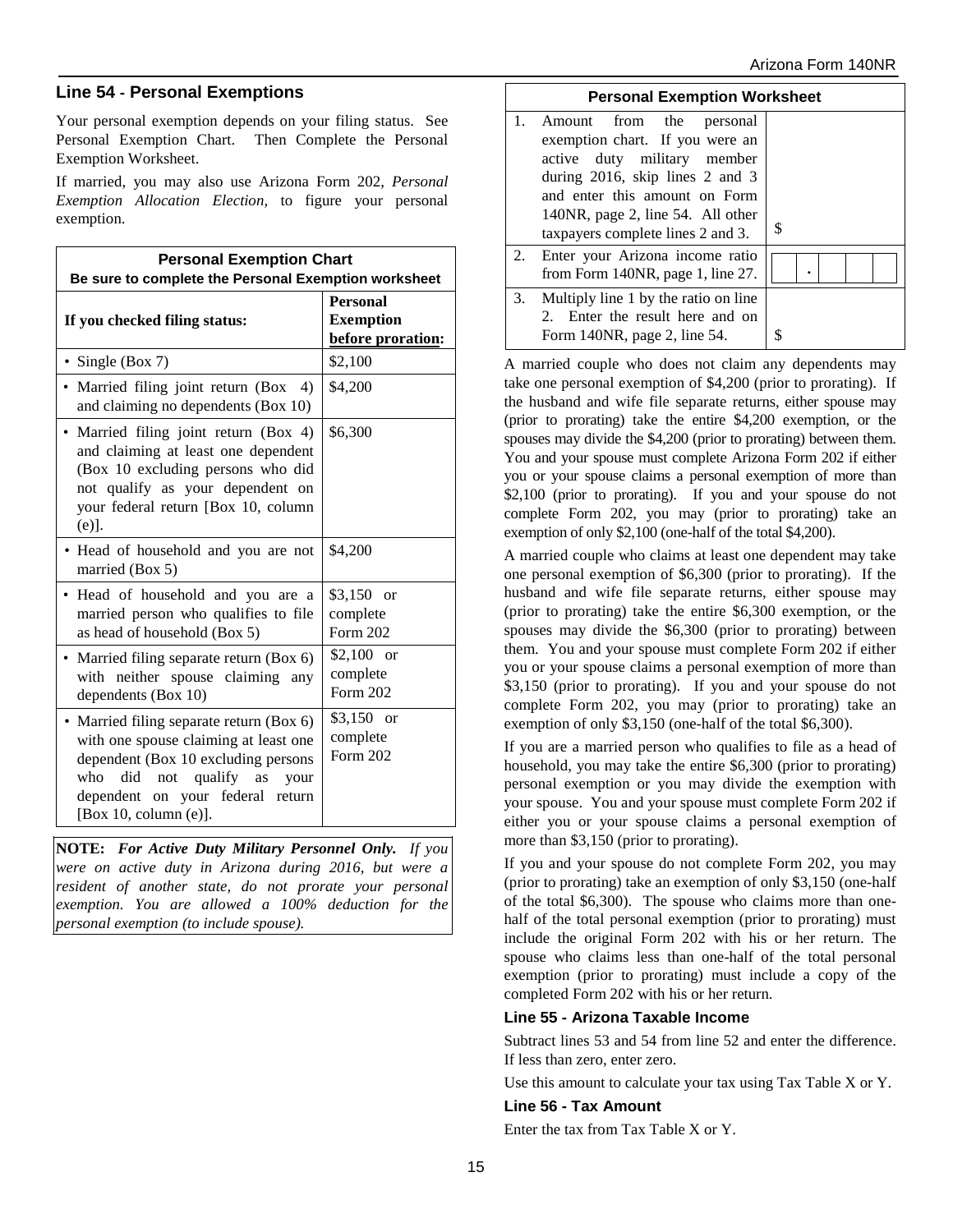## Line 54 - Personal Exemptions

Your personal exemption depends on your filing status. See Personal Exemption Chart. Then Complete the Personal Exemption Worksheet.

If married, you may also use Arizona Form 202, *Personal Exemption Allocation Election,* to figure your personal exemption.

| Personal Exemption Chart<br>Be sure to complete the Personal Exemption worksheet | |
|---|---|
| **If you checked filing status:** | **Personal Exemption before proration:** |
| • Single (Box 7) | $2,100 |
| • Married filing joint return (Box 4) and claiming no dependents (Box 10) | $4,200 |
| • Married filing joint return (Box 4) and claiming at least one dependent (Box 10 excluding persons who did not qualify as your dependent on your federal return [Box 10, column (e)]. | $6,300 |
| • Head of household and you are not married (Box 5) | $4,200 |
| • Head of household and you are a married person who qualifies to file as head of household (Box 5) | $3,150 or complete Form 202 |
| • Married filing separate return (Box 6) with neither spouse claiming any dependents (Box 10) | $2,100 or complete Form 202 |
| • Married filing separate return (Box 6) with one spouse claiming at least one dependent (Box 10 excluding persons who did not qualify as your dependent on your federal return [Box 10, column (e)]. | $3,150 or complete Form 202 |

**NOTE:** ***For Active Duty Military Personnel Only.*** *If you were on active duty in Arizona during 2016, but were a resident of another state, do not prorate your personal exemption. You are allowed a 100% deduction for the personal exemption (to include spouse).*

| Personal Exemption Worksheet | | |
|---|---|---|
| 1. | Amount from the personal exemption chart. If you were an active duty military member during 2016, skip lines 2 and 3 and enter this amount on Form 140NR, page 2, line 54. All other taxpayers complete lines 2 and 3. | $ |
| 2. | Enter your Arizona income ratio from Form 140NR, page 1, line 27. | . |
| 3. | Multiply line 1 by the ratio on line 2. Enter the result here and on Form 140NR, page 2, line 54. | $ |

A married couple who does not claim any dependents may take one personal exemption of $4,200 (prior to prorating). If the husband and wife file separate returns, either spouse may (prior to prorating) take the entire $4,200 exemption, or the spouses may divide the $4,200 (prior to prorating) between them. You and your spouse must complete Arizona Form 202 if either you or your spouse claims a personal exemption of more than $2,100 (prior to prorating). If you and your spouse do not complete Form 202, you may (prior to prorating) take an exemption of only $2,100 (one-half of the total $4,200).

A married couple who claims at least one dependent may take one personal exemption of $6,300 (prior to prorating). If the husband and wife file separate returns, either spouse may (prior to prorating) take the entire $6,300 exemption, or the spouses may divide the $6,300 (prior to prorating) between them. You and your spouse must complete Form 202 if either you or your spouse claims a personal exemption of more than $3,150 (prior to prorating). If you and your spouse do not complete Form 202, you may (prior to prorating) take an exemption of only $3,150 (one-half of the total $6,300).

If you are a married person who qualifies to file as a head of household, you may take the entire $6,300 (prior to prorating) personal exemption or you may divide the exemption with your spouse. You and your spouse must complete Form 202 if either you or your spouse claims a personal exemption of more than $3,150 (prior to prorating).

If you and your spouse do not complete Form 202, you may (prior to prorating) take an exemption of only $3,150 (one-half of the total $6,300). The spouse who claims more than one-half of the total personal exemption (prior to prorating) must include the original Form 202 with his or her return. The spouse who claims less than one-half of the total personal exemption (prior to prorating) must include a copy of the completed Form 202 with his or her return.

### Line 55 - Arizona Taxable Income

Subtract lines 53 and 54 from line 52 and enter the difference. If less than zero, enter zero.

Use this amount to calculate your tax using Tax Table X or Y.

### Line 56 - Tax Amount

Enter the tax from Tax Table X or Y.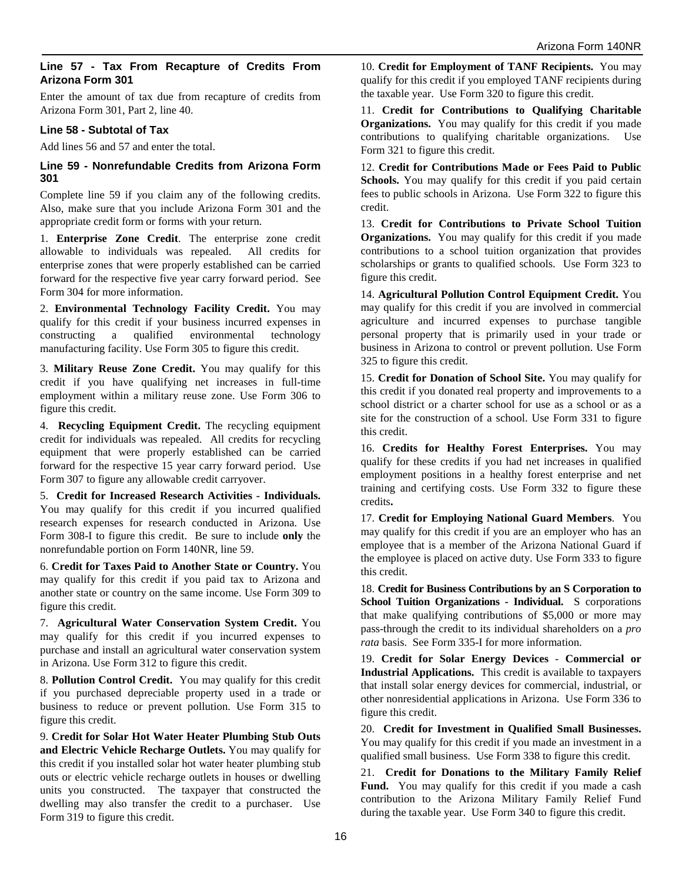### Line 57 - Tax From Recapture of Credits From Arizona Form 301

Enter the amount of tax due from recapture of credits from Arizona Form 301, Part 2, line 40.

### Line 58 - Subtotal of Tax

Add lines 56 and 57 and enter the total.

### Line 59 - Nonrefundable Credits from Arizona Form 301

Complete line 59 if you claim any of the following credits. Also, make sure that you include Arizona Form 301 and the appropriate credit form or forms with your return.

1. **Enterprise Zone Credit**. The enterprise zone credit allowable to individuals was repealed. All credits for enterprise zones that were properly established can be carried forward for the respective five year carry forward period. See Form 304 for more information.

2. **Environmental Technology Facility Credit.** You may qualify for this credit if your business incurred expenses in constructing a qualified environmental technology manufacturing facility. Use Form 305 to figure this credit.

3. **Military Reuse Zone Credit.** You may qualify for this credit if you have qualifying net increases in full-time employment within a military reuse zone. Use Form 306 to figure this credit.

4. **Recycling Equipment Credit.** The recycling equipment credit for individuals was repealed. All credits for recycling equipment that were properly established can be carried forward for the respective 15 year carry forward period. Use Form 307 to figure any allowable credit carryover.

5. **Credit for Increased Research Activities - Individuals.** You may qualify for this credit if you incurred qualified research expenses for research conducted in Arizona. Use Form 308-I to figure this credit. Be sure to include **only** the nonrefundable portion on Form 140NR, line 59.

6. **Credit for Taxes Paid to Another State or Country.** You may qualify for this credit if you paid tax to Arizona and another state or country on the same income. Use Form 309 to figure this credit.

7. **Agricultural Water Conservation System Credit.** You may qualify for this credit if you incurred expenses to purchase and install an agricultural water conservation system in Arizona. Use Form 312 to figure this credit.

8. **Pollution Control Credit.** You may qualify for this credit if you purchased depreciable property used in a trade or business to reduce or prevent pollution. Use Form 315 to figure this credit.

9. **Credit for Solar Hot Water Heater Plumbing Stub Outs and Electric Vehicle Recharge Outlets.** You may qualify for this credit if you installed solar hot water heater plumbing stub outs or electric vehicle recharge outlets in houses or dwelling units you constructed. The taxpayer that constructed the dwelling may also transfer the credit to a purchaser. Use Form 319 to figure this credit.

10. **Credit for Employment of TANF Recipients.** You may qualify for this credit if you employed TANF recipients during the taxable year. Use Form 320 to figure this credit.

11. **Credit for Contributions to Qualifying Charitable Organizations.** You may qualify for this credit if you made contributions to qualifying charitable organizations. Use Form 321 to figure this credit.

12. **Credit for Contributions Made or Fees Paid to Public Schools.** You may qualify for this credit if you paid certain fees to public schools in Arizona. Use Form 322 to figure this credit.

13. **Credit for Contributions to Private School Tuition Organizations.** You may qualify for this credit if you made contributions to a school tuition organization that provides scholarships or grants to qualified schools. Use Form 323 to figure this credit.

14. **Agricultural Pollution Control Equipment Credit.** You may qualify for this credit if you are involved in commercial agriculture and incurred expenses to purchase tangible personal property that is primarily used in your trade or business in Arizona to control or prevent pollution. Use Form 325 to figure this credit.

15. **Credit for Donation of School Site.** You may qualify for this credit if you donated real property and improvements to a school district or a charter school for use as a school or as a site for the construction of a school. Use Form 331 to figure this credit.

16. **Credits for Healthy Forest Enterprises.** You may qualify for these credits if you had net increases in qualified employment positions in a healthy forest enterprise and net training and certifying costs. Use Form 332 to figure these credits**.**

17. **Credit for Employing National Guard Members**. You may qualify for this credit if you are an employer who has an employee that is a member of the Arizona National Guard if the employee is placed on active duty. Use Form 333 to figure this credit.

18. **Credit for Business Contributions by an S Corporation to School Tuition Organizations - Individual.** S corporations that make qualifying contributions of $5,000 or more may pass-through the credit to its individual shareholders on a *pro rata* basis. See Form 335-I for more information.

19. **Credit for Solar Energy Devices - Commercial or Industrial Applications.** This credit is available to taxpayers that install solar energy devices for commercial, industrial, or other nonresidential applications in Arizona. Use Form 336 to figure this credit.

20. **Credit for Investment in Qualified Small Businesses.** You may qualify for this credit if you made an investment in a qualified small business. Use Form 338 to figure this credit.

21. **Credit for Donations to the Military Family Relief Fund.** You may qualify for this credit if you made a cash contribution to the Arizona Military Family Relief Fund during the taxable year. Use Form 340 to figure this credit.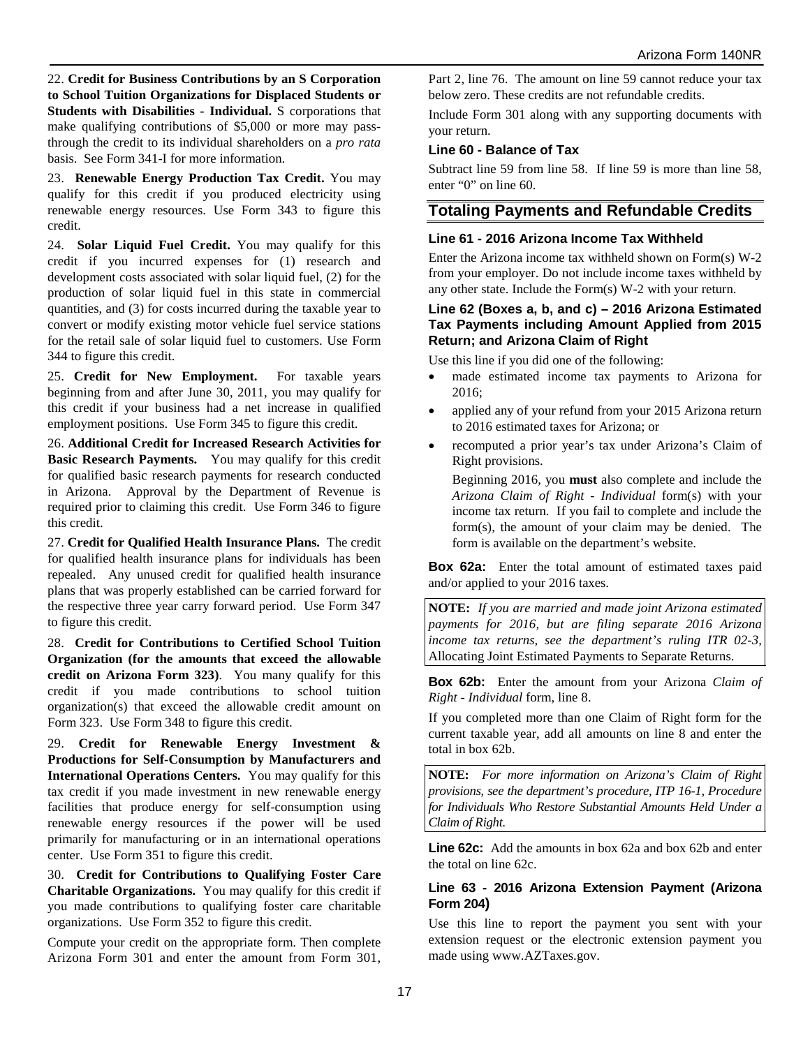22. **Credit for Business Contributions by an S Corporation to School Tuition Organizations for Displaced Students or Students with Disabilities - Individual.** S corporations that make qualifying contributions of $5,000 or more may pass-through the credit to its individual shareholders on a *pro rata* basis. See Form 341-I for more information.

23. **Renewable Energy Production Tax Credit.** You may qualify for this credit if you produced electricity using renewable energy resources. Use Form 343 to figure this credit.

24. **Solar Liquid Fuel Credit.** You may qualify for this credit if you incurred expenses for (1) research and development costs associated with solar liquid fuel, (2) for the production of solar liquid fuel in this state in commercial quantities, and (3) for costs incurred during the taxable year to convert or modify existing motor vehicle fuel service stations for the retail sale of solar liquid fuel to customers. Use Form 344 to figure this credit.

25. **Credit for New Employment.** For taxable years beginning from and after June 30, 2011, you may qualify for this credit if your business had a net increase in qualified employment positions. Use Form 345 to figure this credit.

26. **Additional Credit for Increased Research Activities for Basic Research Payments.** You may qualify for this credit for qualified basic research payments for research conducted in Arizona. Approval by the Department of Revenue is required prior to claiming this credit. Use Form 346 to figure this credit.

27. **Credit for Qualified Health Insurance Plans.** The credit for qualified health insurance plans for individuals has been repealed. Any unused credit for qualified health insurance plans that was properly established can be carried forward for the respective three year carry forward period. Use Form 347 to figure this credit.

28. **Credit for Contributions to Certified School Tuition Organization (for the amounts that exceed the allowable credit on Arizona Form 323)**. You many qualify for this credit if you made contributions to school tuition organization(s) that exceed the allowable credit amount on Form 323. Use Form 348 to figure this credit.

29. **Credit for Renewable Energy Investment & Productions for Self-Consumption by Manufacturers and International Operations Centers.** You may qualify for this tax credit if you made investment in new renewable energy facilities that produce energy for self-consumption using renewable energy resources if the power will be used primarily for manufacturing or in an international operations center. Use Form 351 to figure this credit.

30. **Credit for Contributions to Qualifying Foster Care Charitable Organizations.** You may qualify for this credit if you made contributions to qualifying foster care charitable organizations. Use Form 352 to figure this credit.

Compute your credit on the appropriate form. Then complete Arizona Form 301 and enter the amount from Form 301, Part 2, line 76. The amount on line 59 cannot reduce your tax below zero. These credits are not refundable credits.

Include Form 301 along with any supporting documents with your return.

### Line 60 - Balance of Tax

Subtract line 59 from line 58. If line 59 is more than line 58, enter "0" on line 60.

## Totaling Payments and Refundable Credits

### Line 61 - 2016 Arizona Income Tax Withheld

Enter the Arizona income tax withheld shown on Form(s) W-2 from your employer. Do not include income taxes withheld by any other state. Include the Form(s) W-2 with your return.

### Line 62 (Boxes a, b, and c) – 2016 Arizona Estimated Tax Payments including Amount Applied from 2015 Return; and Arizona Claim of Right

Use this line if you did one of the following:

- made estimated income tax payments to Arizona for 2016;
- applied any of your refund from your 2015 Arizona return to 2016 estimated taxes for Arizona; or
- recomputed a prior year's tax under Arizona's Claim of Right provisions.

  Beginning 2016, you **must** also complete and include the *Arizona Claim of Right - Individual* form(s) with your income tax return. If you fail to complete and include the form(s), the amount of your claim may be denied. The form is available on the department's website.

**Box 62a:** Enter the total amount of estimated taxes paid and/or applied to your 2016 taxes.

> **NOTE:** *If you are married and made joint Arizona estimated payments for 2016, but are filing separate 2016 Arizona income tax returns, see the department's ruling ITR 02-3,* Allocating Joint Estimated Payments to Separate Returns.

**Box 62b:** Enter the amount from your Arizona *Claim of Right - Individual* form, line 8.

If you completed more than one Claim of Right form for the current taxable year, add all amounts on line 8 and enter the total in box 62b.

> **NOTE:** *For more information on Arizona's Claim of Right provisions, see the department's procedure, ITP 16-1, Procedure for Individuals Who Restore Substantial Amounts Held Under a Claim of Right.*

**Line 62c:** Add the amounts in box 62a and box 62b and enter the total on line 62c.

### Line 63 - 2016 Arizona Extension Payment (Arizona Form 204)

Use this line to report the payment you sent with your extension request or the electronic extension payment you made using www.AZTaxes.gov.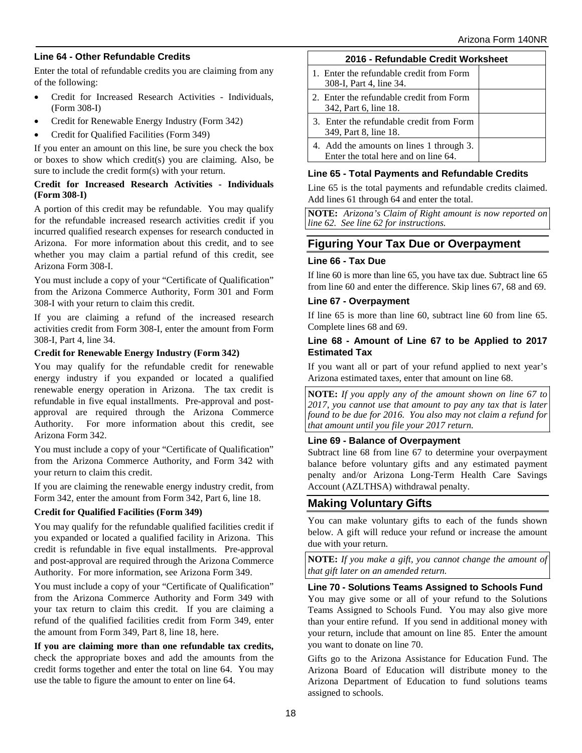### Line 64 - Other Refundable Credits

Enter the total of refundable credits you are claiming from any of the following:

- Credit for Increased Research Activities - Individuals, (Form 308-I)
- Credit for Renewable Energy Industry (Form 342)
- Credit for Qualified Facilities (Form 349)

If you enter an amount on this line, be sure you check the box or boxes to show which credit(s) you are claiming. Also, be sure to include the credit form(s) with your return.

**Credit for Increased Research Activities - Individuals (Form 308-I)**

A portion of this credit may be refundable. You may qualify for the refundable increased research activities credit if you incurred qualified research expenses for research conducted in Arizona. For more information about this credit, and to see whether you may claim a partial refund of this credit, see Arizona Form 308-I.

You must include a copy of your "Certificate of Qualification" from the Arizona Commerce Authority, Form 301 and Form 308-I with your return to claim this credit.

If you are claiming a refund of the increased research activities credit from Form 308-I, enter the amount from Form 308-I, Part 4, line 34.

**Credit for Renewable Energy Industry (Form 342)**

You may qualify for the refundable credit for renewable energy industry if you expanded or located a qualified renewable energy operation in Arizona. The tax credit is refundable in five equal installments. Pre-approval and post-approval are required through the Arizona Commerce Authority. For more information about this credit, see Arizona Form 342.

You must include a copy of your "Certificate of Qualification" from the Arizona Commerce Authority, and Form 342 with your return to claim this credit.

If you are claiming the renewable energy industry credit, from Form 342, enter the amount from Form 342, Part 6, line 18.

**Credit for Qualified Facilities (Form 349)**

You may qualify for the refundable qualified facilities credit if you expanded or located a qualified facility in Arizona. This credit is refundable in five equal installments. Pre-approval and post-approval are required through the Arizona Commerce Authority. For more information, see Arizona Form 349.

You must include a copy of your "Certificate of Qualification" from the Arizona Commerce Authority and Form 349 with your tax return to claim this credit. If you are claiming a refund of the qualified facilities credit from Form 349, enter the amount from Form 349, Part 8, line 18, here.

**If you are claiming more than one refundable tax credits,** check the appropriate boxes and add the amounts from the credit forms together and enter the total on line 64. You may use the table to figure the amount to enter on line 64.

| 2016 - Refundable Credit Worksheet | |
|---|---|
| 1. Enter the refundable credit from Form 308-I, Part 4, line 34. | |
| 2. Enter the refundable credit from Form 342, Part 6, line 18. | |
| 3. Enter the refundable credit from Form 349, Part 8, line 18. | |
| 4. Add the amounts on lines 1 through 3. Enter the total here and on line 64. | |

### Line 65 - Total Payments and Refundable Credits

Line 65 is the total payments and refundable credits claimed. Add lines 61 through 64 and enter the total.

**NOTE:** *Arizona's Claim of Right amount is now reported on line 62. See line 62 for instructions.*

## Figuring Your Tax Due or Overpayment

### Line 66 - Tax Due

If line 60 is more than line 65, you have tax due. Subtract line 65 from line 60 and enter the difference. Skip lines 67, 68 and 69.

### Line 67 - Overpayment

If line 65 is more than line 60, subtract line 60 from line 65. Complete lines 68 and 69.

### Line 68 - Amount of Line 67 to be Applied to 2017 Estimated Tax

If you want all or part of your refund applied to next year's Arizona estimated taxes, enter that amount on line 68.

**NOTE:** *If you apply any of the amount shown on line 67 to 2017, you cannot use that amount to pay any tax that is later found to be due for 2016. You also may not claim a refund for that amount until you file your 2017 return.*

### Line 69 - Balance of Overpayment

Subtract line 68 from line 67 to determine your overpayment balance before voluntary gifts and any estimated payment penalty and/or Arizona Long-Term Health Care Savings Account (AZLTHSA) withdrawal penalty.

## Making Voluntary Gifts

You can make voluntary gifts to each of the funds shown below. A gift will reduce your refund or increase the amount due with your return.

**NOTE:** *If you make a gift, you cannot change the amount of that gift later on an amended return.*

### Line 70 - Solutions Teams Assigned to Schools Fund

You may give some or all of your refund to the Solutions Teams Assigned to Schools Fund. You may also give more than your entire refund. If you send in additional money with your return, include that amount on line 85. Enter the amount you want to donate on line 70.

Gifts go to the Arizona Assistance for Education Fund. The Arizona Board of Education will distribute money to the Arizona Department of Education to fund solutions teams assigned to schools.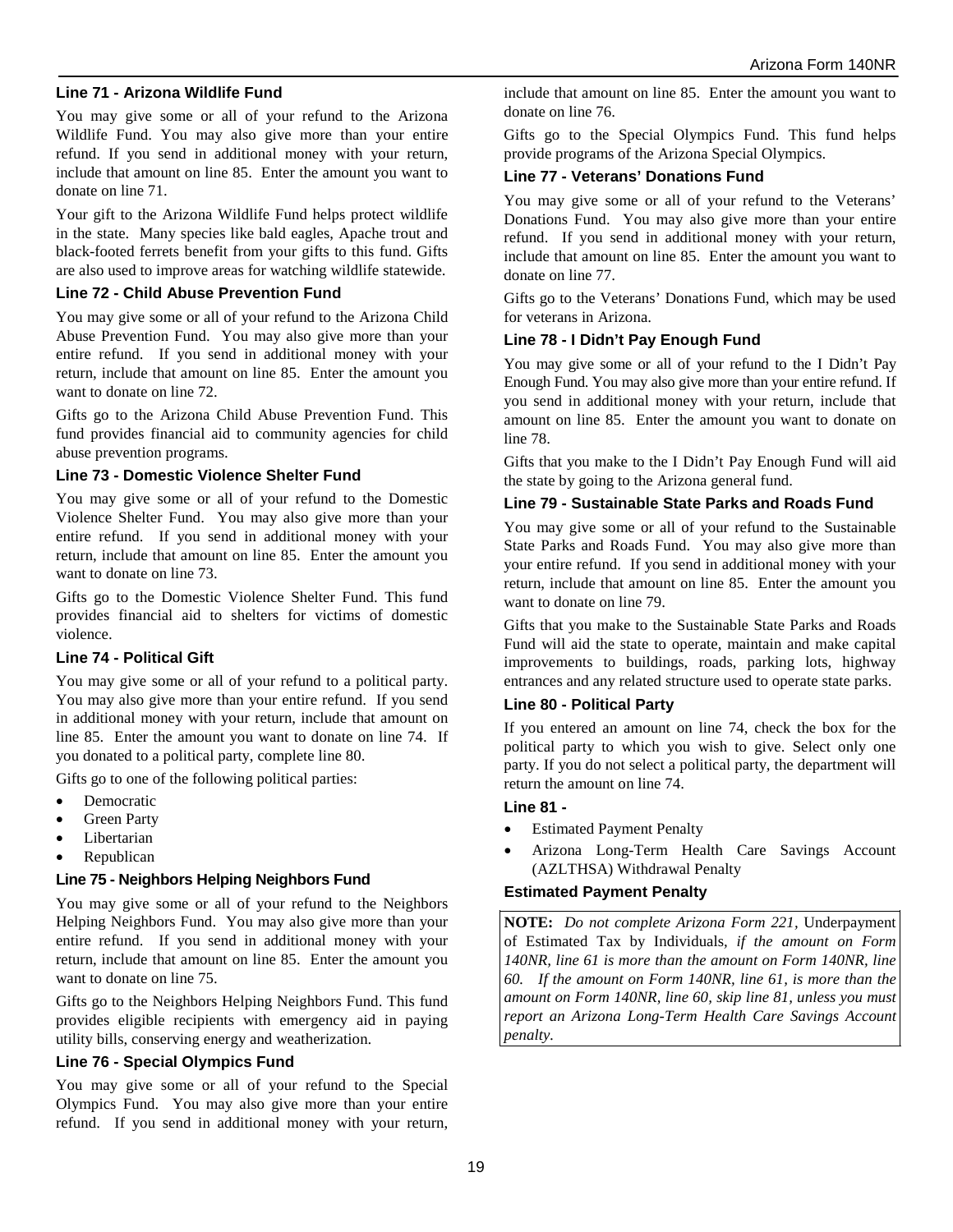### Line 71 - Arizona Wildlife Fund

You may give some or all of your refund to the Arizona Wildlife Fund. You may also give more than your entire refund. If you send in additional money with your return, include that amount on line 85. Enter the amount you want to donate on line 71.

Your gift to the Arizona Wildlife Fund helps protect wildlife in the state. Many species like bald eagles, Apache trout and black-footed ferrets benefit from your gifts to this fund. Gifts are also used to improve areas for watching wildlife statewide.

### Line 72 - Child Abuse Prevention Fund

You may give some or all of your refund to the Arizona Child Abuse Prevention Fund. You may also give more than your entire refund. If you send in additional money with your return, include that amount on line 85. Enter the amount you want to donate on line 72.

Gifts go to the Arizona Child Abuse Prevention Fund. This fund provides financial aid to community agencies for child abuse prevention programs.

### Line 73 - Domestic Violence Shelter Fund

You may give some or all of your refund to the Domestic Violence Shelter Fund. You may also give more than your entire refund. If you send in additional money with your return, include that amount on line 85. Enter the amount you want to donate on line 73.

Gifts go to the Domestic Violence Shelter Fund. This fund provides financial aid to shelters for victims of domestic violence.

### Line 74 - Political Gift

You may give some or all of your refund to a political party. You may also give more than your entire refund. If you send in additional money with your return, include that amount on line 85. Enter the amount you want to donate on line 74. If you donated to a political party, complete line 80.

Gifts go to one of the following political parties:

- Democratic
- Green Party
- Libertarian
- Republican

### Line 75 - Neighbors Helping Neighbors Fund

You may give some or all of your refund to the Neighbors Helping Neighbors Fund. You may also give more than your entire refund. If you send in additional money with your return, include that amount on line 85. Enter the amount you want to donate on line 75.

Gifts go to the Neighbors Helping Neighbors Fund. This fund provides eligible recipients with emergency aid in paying utility bills, conserving energy and weatherization.

### Line 76 - Special Olympics Fund

You may give some or all of your refund to the Special Olympics Fund. You may also give more than your entire refund. If you send in additional money with your return, include that amount on line 85. Enter the amount you want to donate on line 76.

Gifts go to the Special Olympics Fund. This fund helps provide programs of the Arizona Special Olympics.

### Line 77 - Veterans' Donations Fund

You may give some or all of your refund to the Veterans' Donations Fund. You may also give more than your entire refund. If you send in additional money with your return, include that amount on line 85. Enter the amount you want to donate on line 77.

Gifts go to the Veterans' Donations Fund, which may be used for veterans in Arizona.

### Line 78 - I Didn't Pay Enough Fund

You may give some or all of your refund to the I Didn't Pay Enough Fund. You may also give more than your entire refund. If you send in additional money with your return, include that amount on line 85. Enter the amount you want to donate on line 78.

Gifts that you make to the I Didn't Pay Enough Fund will aid the state by going to the Arizona general fund.

### Line 79 - Sustainable State Parks and Roads Fund

You may give some or all of your refund to the Sustainable State Parks and Roads Fund. You may also give more than your entire refund. If you send in additional money with your return, include that amount on line 85. Enter the amount you want to donate on line 79.

Gifts that you make to the Sustainable State Parks and Roads Fund will aid the state to operate, maintain and make capital improvements to buildings, roads, parking lots, highway entrances and any related structure used to operate state parks.

### Line 80 - Political Party

If you entered an amount on line 74, check the box for the political party to which you wish to give. Select only one party. If you do not select a political party, the department will return the amount on line 74.

### Line 81 -

- Estimated Payment Penalty
- Arizona Long-Term Health Care Savings Account (AZLTHSA) Withdrawal Penalty

### Estimated Payment Penalty

**NOTE:** *Do not complete Arizona Form 221,* Underpayment of Estimated Tax by Individuals*, if the amount on Form 140NR, line 61 is more than the amount on Form 140NR, line 60. If the amount on Form 140NR, line 61, is more than the amount on Form 140NR, line 60, skip line 81, unless you must report an Arizona Long-Term Health Care Savings Account penalty.*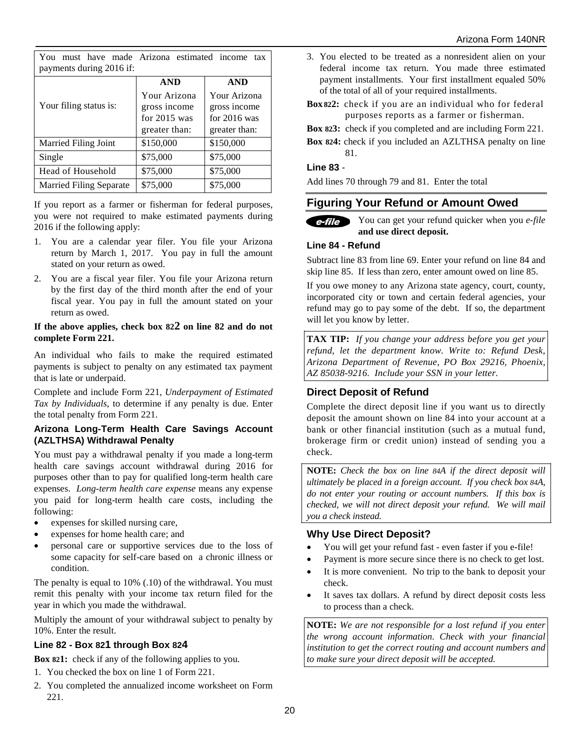| You must have made Arizona estimated income tax payments during 2016 if: | | |
|---|---|---|
| | **AND** | **AND** |
| Your filing status is: | Your Arizona gross income for 2015 was greater than: | Your Arizona gross income for 2016 was greater than: |
| Married Filing Joint | $150,000 | $150,000 |
| Single | $75,000 | $75,000 |
| Head of Household | $75,000 | $75,000 |
| Married Filing Separate | $75,000 | $75,000 |

If you report as a farmer or fisherman for federal purposes, you were not required to make estimated payments during 2016 if the following apply:

1. You are a calendar year filer. You file your Arizona return by March 1, 2017. You pay in full the amount stated on your return as owed.
2. You are a fiscal year filer. You file your Arizona return by the first day of the third month after the end of your fiscal year. You pay in full the amount stated on your return as owed.

**If the above applies, check box 822 on line 82 and do not complete Form 221.**

An individual who fails to make the required estimated payments is subject to penalty on any estimated tax payment that is late or underpaid.

Complete and include Form 221, *Underpayment of Estimated Tax by Individuals*, to determine if any penalty is due. Enter the total penalty from Form 221.

### Arizona Long-Term Health Care Savings Account (AZLTHSA) Withdrawal Penalty

You must pay a withdrawal penalty if you made a long-term health care savings account withdrawal during 2016 for purposes other than to pay for qualified long-term health care expenses. *Long-term health care expense* means any expense you paid for long-term health care costs, including the following:

- expenses for skilled nursing care,
- expenses for home health care; and
- personal care or supportive services due to the loss of some capacity for self-care based on a chronic illness or condition.

The penalty is equal to 10% (.10) of the withdrawal. You must remit this penalty with your income tax return filed for the year in which you made the withdrawal.

Multiply the amount of your withdrawal subject to penalty by 10%. Enter the result.

### Line 82 - Box 821 through Box 824

**Box 821:** check if any of the following applies to you.

1. You checked the box on line 1 of Form 221.
2. You completed the annualized income worksheet on Form 221.
3. You elected to be treated as a nonresident alien on your federal income tax return. You made three estimated payment installments. Your first installment equaled 50% of the total of all of your required installments.

**Box 822:** check if you are an individual who for federal purposes reports as a farmer or fisherman.

**Box 823:** check if you completed and are including Form 221.

**Box 824:** check if you included an AZLTHSA penalty on line 81.

### Line 83 -

Add lines 70 through 79 and 81. Enter the total

## Figuring Your Refund or Amount Owed

*e-file* You can get your refund quicker when you *e-file* **and use direct deposit.**

### Line 84 - Refund

Subtract line 83 from line 69. Enter your refund on line 84 and skip line 85. If less than zero, enter amount owed on line 85.

If you owe money to any Arizona state agency, court, county, incorporated city or town and certain federal agencies, your refund may go to pay some of the debt. If so, the department will let you know by letter.

**TAX TIP:** *If you change your address before you get your refund, let the department know. Write to: Refund Desk, Arizona Department of Revenue, PO Box 29216, Phoenix, AZ 85038-9216. Include your SSN in your letter.*

### Direct Deposit of Refund

Complete the direct deposit line if you want us to directly deposit the amount shown on line 84 into your account at a bank or other financial institution (such as a mutual fund, brokerage firm or credit union) instead of sending you a check.

**NOTE:** *Check the box on line 84A if the direct deposit will ultimately be placed in a foreign account. If you check box 84A, do not enter your routing or account numbers. If this box is checked, we will not direct deposit your refund. We will mail you a check instead.*

### Why Use Direct Deposit?

- You will get your refund fast - even faster if you e-file!
- Payment is more secure since there is no check to get lost.
- It is more convenient. No trip to the bank to deposit your check.
- It saves tax dollars. A refund by direct deposit costs less to process than a check.

**NOTE:** *We are not responsible for a lost refund if you enter the wrong account information. Check with your financial institution to get the correct routing and account numbers and to make sure your direct deposit will be accepted.*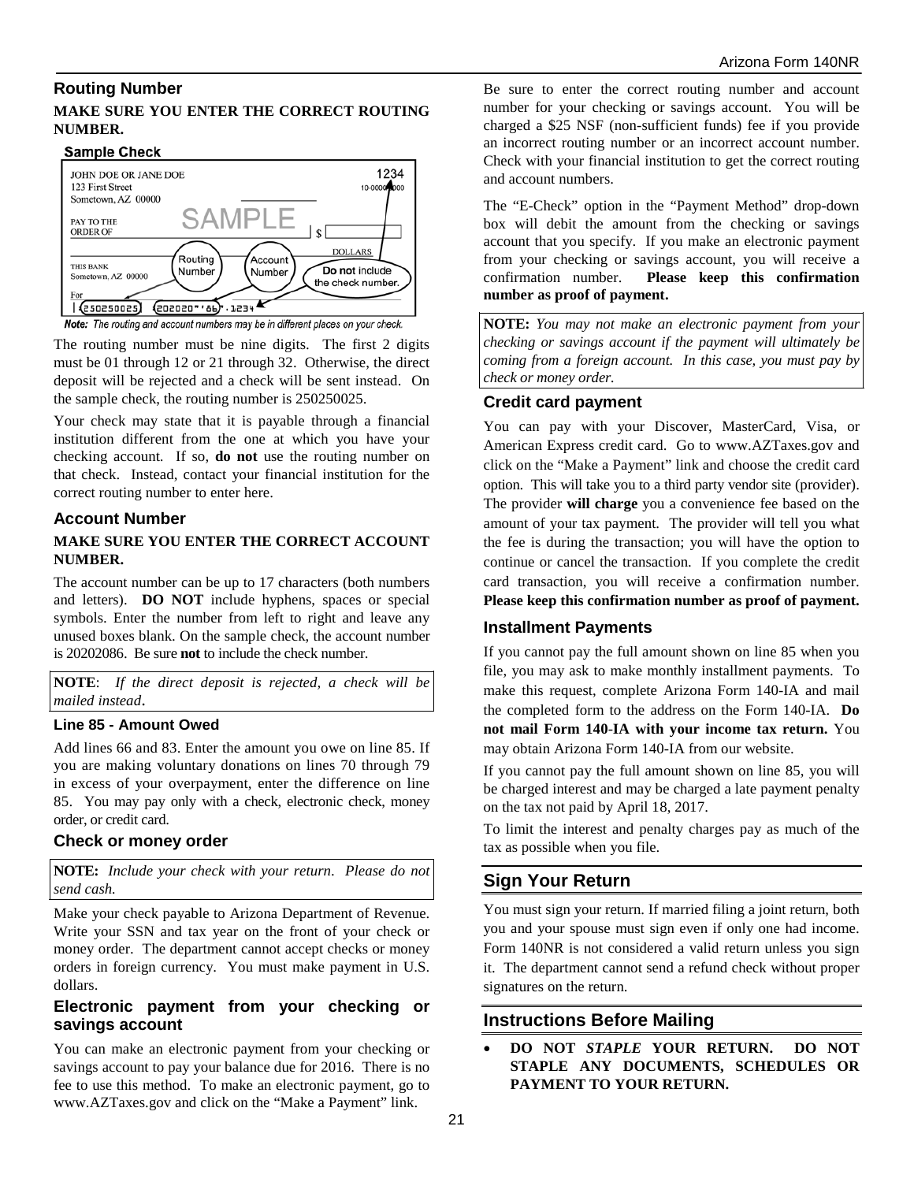## Routing Number

**MAKE SURE YOU ENTER THE CORRECT ROUTING NUMBER.**

**Sample Check**

JOHN DOE OR JANE DOE
123 First Street
Sometown, AZ 00000

1234
10-0000/0000

PAY TO THE ORDER OF

SAMPLE

$

DOLLARS

THIS BANK
Sometown, AZ 00000

For

Routing Number

Account Number

**Do not** include the check number.

250250025 20202086 1234

***Note:*** *The routing and account numbers may be in different places on your check.*

The routing number must be nine digits. The first 2 digits must be 01 through 12 or 21 through 32. Otherwise, the direct deposit will be rejected and a check will be sent instead. On the sample check, the routing number is 250250025.

Your check may state that it is payable through a financial institution different from the one at which you have your checking account. If so, **do not** use the routing number on that check. Instead, contact your financial institution for the correct routing number to enter here.

## Account Number

**MAKE SURE YOU ENTER THE CORRECT ACCOUNT NUMBER.**

The account number can be up to 17 characters (both numbers and letters). **DO NOT** include hyphens, spaces or special symbols. Enter the number from left to right and leave any unused boxes blank. On the sample check, the account number is 20202086. Be sure **not** to include the check number.

**NOTE**: *If the direct deposit is rejected, a check will be mailed instead*.

## Line 85 - Amount Owed

Add lines 66 and 83. Enter the amount you owe on line 85. If you are making voluntary donations on lines 70 through 79 in excess of your overpayment, enter the difference on line 85. You may pay only with a check, electronic check, money order, or credit card.

## Check or money order

**NOTE:** *Include your check with your return. Please do not send cash.*

Make your check payable to Arizona Department of Revenue. Write your SSN and tax year on the front of your check or money order. The department cannot accept checks or money orders in foreign currency. You must make payment in U.S. dollars.

## Electronic payment from your checking or savings account

You can make an electronic payment from your checking or savings account to pay your balance due for 2016. There is no fee to use this method. To make an electronic payment, go to www.AZTaxes.gov and click on the "Make a Payment" link.

Be sure to enter the correct routing number and account number for your checking or savings account. You will be charged a $25 NSF (non-sufficient funds) fee if you provide an incorrect routing number or an incorrect account number. Check with your financial institution to get the correct routing and account numbers.

The "E-Check" option in the "Payment Method" drop-down box will debit the amount from the checking or savings account that you specify. If you make an electronic payment from your checking or savings account, you will receive a confirmation number. **Please keep this confirmation number as proof of payment.**

**NOTE:** *You may not make an electronic payment from your checking or savings account if the payment will ultimately be coming from a foreign account. In this case, you must pay by check or money order.*

## Credit card payment

You can pay with your Discover, MasterCard, Visa, or American Express credit card. Go to www.AZTaxes.gov and click on the "Make a Payment" link and choose the credit card option. This will take you to a third party vendor site (provider). The provider **will charge** you a convenience fee based on the amount of your tax payment. The provider will tell you what the fee is during the transaction; you will have the option to continue or cancel the transaction. If you complete the credit card transaction, you will receive a confirmation number. **Please keep this confirmation number as proof of payment.**

## Installment Payments

If you cannot pay the full amount shown on line 85 when you file, you may ask to make monthly installment payments. To make this request, complete Arizona Form 140-IA and mail the completed form to the address on the Form 140-IA. **Do not mail Form 140-IA with your income tax return.** You may obtain Arizona Form 140-IA from our website.

If you cannot pay the full amount shown on line 85, you will be charged interest and may be charged a late payment penalty on the tax not paid by April 18, 2017.

To limit the interest and penalty charges pay as much of the tax as possible when you file.

## Sign Your Return

You must sign your return. If married filing a joint return, both you and your spouse must sign even if only one had income. Form 140NR is not considered a valid return unless you sign it. The department cannot send a refund check without proper signatures on the return.

## Instructions Before Mailing

- **DO NOT *STAPLE* YOUR RETURN. DO NOT STAPLE ANY DOCUMENTS, SCHEDULES OR PAYMENT TO YOUR RETURN.**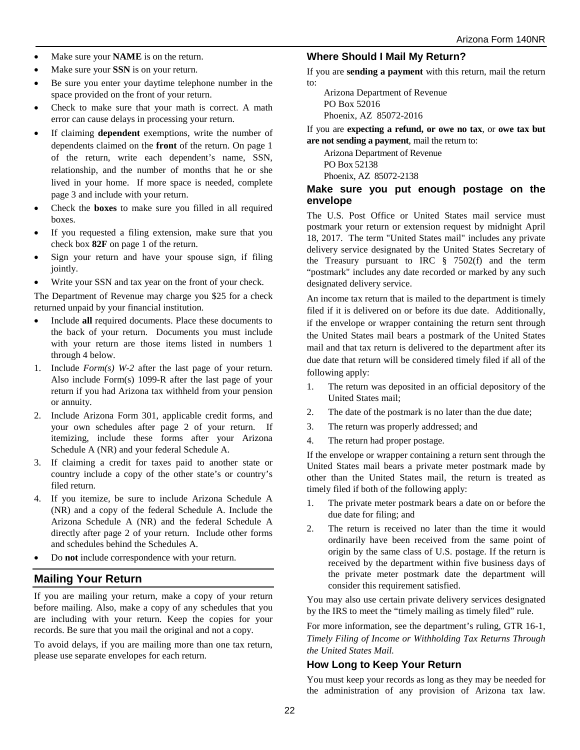- Make sure your **NAME** is on the return.
- Make sure your **SSN** is on your return.
- Be sure you enter your daytime telephone number in the space provided on the front of your return.
- Check to make sure that your math is correct. A math error can cause delays in processing your return.
- If claiming **dependent** exemptions, write the number of dependents claimed on the **front** of the return. On page 1 of the return, write each dependent's name, SSN, relationship, and the number of months that he or she lived in your home. If more space is needed, complete page 3 and include with your return.
- Check the **boxes** to make sure you filled in all required boxes.
- If you requested a filing extension, make sure that you check box **82F** on page 1 of the return.
- Sign your return and have your spouse sign, if filing jointly.
- Write your SSN and tax year on the front of your check.

The Department of Revenue may charge you $25 for a check returned unpaid by your financial institution.

- Include **all** required documents. Place these documents to the back of your return. Documents you must include with your return are those items listed in numbers 1 through 4 below.

1. Include *Form(s) W-2* after the last page of your return. Also include Form(s) 1099-R after the last page of your return if you had Arizona tax withheld from your pension or annuity.
2. Include Arizona Form 301, applicable credit forms, and your own schedules after page 2 of your return. If itemizing, include these forms after your Arizona Schedule A (NR) and your federal Schedule A.
3. If claiming a credit for taxes paid to another state or country include a copy of the other state's or country's filed return.
4. If you itemize, be sure to include Arizona Schedule A (NR) and a copy of the federal Schedule A. Include the Arizona Schedule A (NR) and the federal Schedule A directly after page 2 of your return. Include other forms and schedules behind the Schedules A.

- Do **not** include correspondence with your return.

## Mailing Your Return

If you are mailing your return, make a copy of your return before mailing. Also, make a copy of any schedules that you are including with your return. Keep the copies for your records. Be sure that you mail the original and not a copy.

To avoid delays, if you are mailing more than one tax return, please use separate envelopes for each return.

### Where Should I Mail My Return?

If you are **sending a payment** with this return, mail the return to:

Arizona Department of Revenue
PO Box 52016
Phoenix, AZ 85072-2016

If you are **expecting a refund, or owe no tax**, or **owe tax but are not sending a payment**, mail the return to:

Arizona Department of Revenue
PO Box 52138
Phoenix, AZ 85072-2138

### Make sure you put enough postage on the envelope

The U.S. Post Office or United States mail service must postmark your return or extension request by midnight April 18, 2017. The term "United States mail" includes any private delivery service designated by the United States Secretary of the Treasury pursuant to IRC § 7502(f) and the term "postmark" includes any date recorded or marked by any such designated delivery service.

An income tax return that is mailed to the department is timely filed if it is delivered on or before its due date. Additionally, if the envelope or wrapper containing the return sent through the United States mail bears a postmark of the United States mail and that tax return is delivered to the department after its due date that return will be considered timely filed if all of the following apply:

1. The return was deposited in an official depository of the United States mail;
2. The date of the postmark is no later than the due date;
3. The return was properly addressed; and
4. The return had proper postage.

If the envelope or wrapper containing a return sent through the United States mail bears a private meter postmark made by other than the United States mail, the return is treated as timely filed if both of the following apply:

1. The private meter postmark bears a date on or before the due date for filing; and
2. The return is received no later than the time it would ordinarily have been received from the same point of origin by the same class of U.S. postage. If the return is received by the department within five business days of the private meter postmark date the department will consider this requirement satisfied.

You may also use certain private delivery services designated by the IRS to meet the "timely mailing as timely filed" rule.

For more information, see the department's ruling, GTR 16-1, *Timely Filing of Income or Withholding Tax Returns Through the United States Mail.*

### How Long to Keep Your Return

You must keep your records as long as they may be needed for the administration of any provision of Arizona tax law.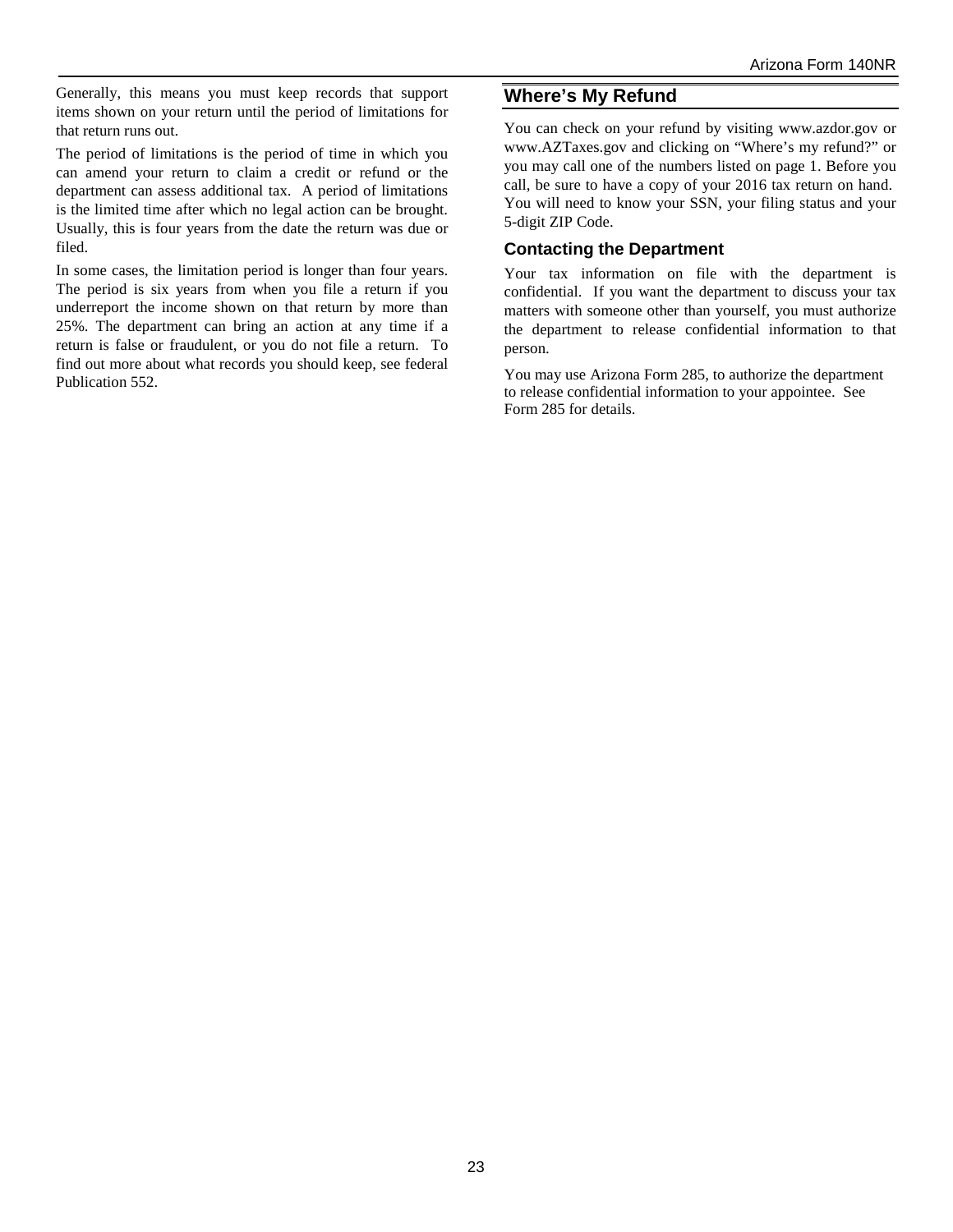Generally, this means you must keep records that support items shown on your return until the period of limitations for that return runs out.

The period of limitations is the period of time in which you can amend your return to claim a credit or refund or the department can assess additional tax. A period of limitations is the limited time after which no legal action can be brought. Usually, this is four years from the date the return was due or filed.

In some cases, the limitation period is longer than four years. The period is six years from when you file a return if you underreport the income shown on that return by more than 25%. The department can bring an action at any time if a return is false or fraudulent, or you do not file a return. To find out more about what records you should keep, see federal Publication 552.

## Where's My Refund

You can check on your refund by visiting www.azdor.gov or www.AZTaxes.gov and clicking on "Where's my refund?" or you may call one of the numbers listed on page 1. Before you call, be sure to have a copy of your 2016 tax return on hand. You will need to know your SSN, your filing status and your 5-digit ZIP Code.

### Contacting the Department

Your tax information on file with the department is confidential. If you want the department to discuss your tax matters with someone other than yourself, you must authorize the department to release confidential information to that person.

You may use Arizona Form 285, to authorize the department to release confidential information to your appointee. See Form 285 for details.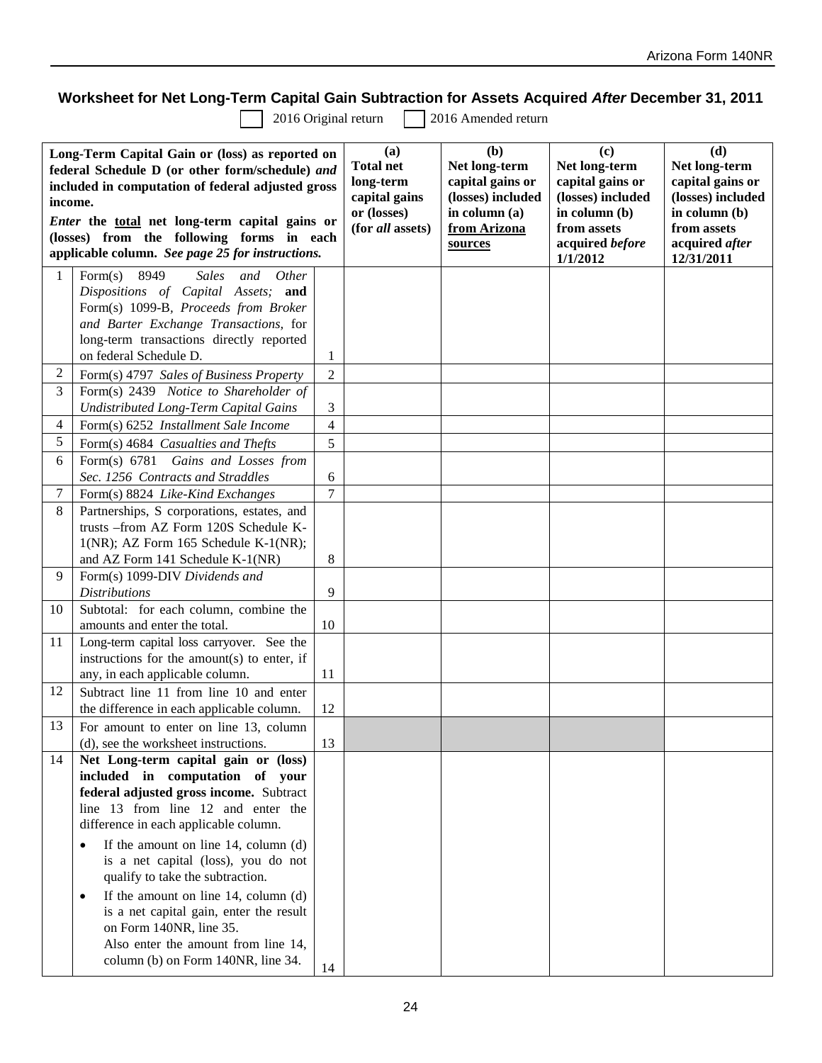## Worksheet for Net Long-Term Capital Gain Subtraction for Assets Acquired *After* December 31, 2011

☐ 2016 Original return ☐ 2016 Amended return

| | **Long-Term Capital Gain or (loss) as reported on federal Schedule D (or other form/schedule) *and* included in computation of federal adjusted gross income.** *Enter* **the total net long-term capital gains or (losses) from the following forms in each applicable column.** ***See page 25 for instructions.*** | | **(a) Total net long-term capital gains or (losses) (for *all* assets)** | **(b) Net long-term capital gains or (losses) included in column (a) from Arizona sources** | **(c) Net long-term capital gains or (losses) included in column (b) from assets acquired *before* 1/1/2012** | **(d) Net long-term capital gains or (losses) included in column (b) from assets acquired *after* 12/31/2011** |
|---|---|---|---|---|---|---|
| 1 | Form(s) 8949 *Sales and Other Dispositions of Capital Assets;* **and** Form(s) 1099-B, *Proceeds from Broker and Barter Exchange Transactions,* for long-term transactions directly reported on federal Schedule D. | 1 | | | | |
| 2 | Form(s) 4797 *Sales of Business Property* | 2 | | | | |
| 3 | Form(s) 2439 *Notice to Shareholder of Undistributed Long-Term Capital Gains* | 3 | | | | |
| 4 | Form(s) 6252 *Installment Sale Income* | 4 | | | | |
| 5 | Form(s) 4684 *Casualties and Thefts* | 5 | | | | |
| 6 | Form(s) 6781 *Gains and Losses from Sec. 1256 Contracts and Straddles* | 6 | | | | |
| 7 | Form(s) 8824 *Like-Kind Exchanges* | 7 | | | | |
| 8 | Partnerships, S corporations, estates, and trusts –from AZ Form 120S Schedule K-1(NR); AZ Form 165 Schedule K-1(NR); and AZ Form 141 Schedule K-1(NR) | 8 | | | | |
| 9 | Form(s) 1099-DIV *Dividends and Distributions* | 9 | | | | |
| 10 | Subtotal: for each column, combine the amounts and enter the total. | 10 | | | | |
| 11 | Long-term capital loss carryover. See the instructions for the amount(s) to enter, if any, in each applicable column. | 11 | | | | |
| 12 | Subtract line 11 from line 10 and enter the difference in each applicable column. | 12 | | | | |
| 13 | For amount to enter on line 13, column (d), see the worksheet instructions. | 13 | | | | |
| 14 | **Net Long-term capital gain or (loss) included in computation of your federal adjusted gross income.** Subtract line 13 from line 12 and enter the difference in each applicable column. <br>• If the amount on line 14, column (d) is a net capital (loss), you do not qualify to take the subtraction. <br>• If the amount on line 14, column (d) is a net capital gain, enter the result on Form 140NR, line 35. Also enter the amount from line 14, column (b) on Form 140NR, line 34. | 14 | | | | |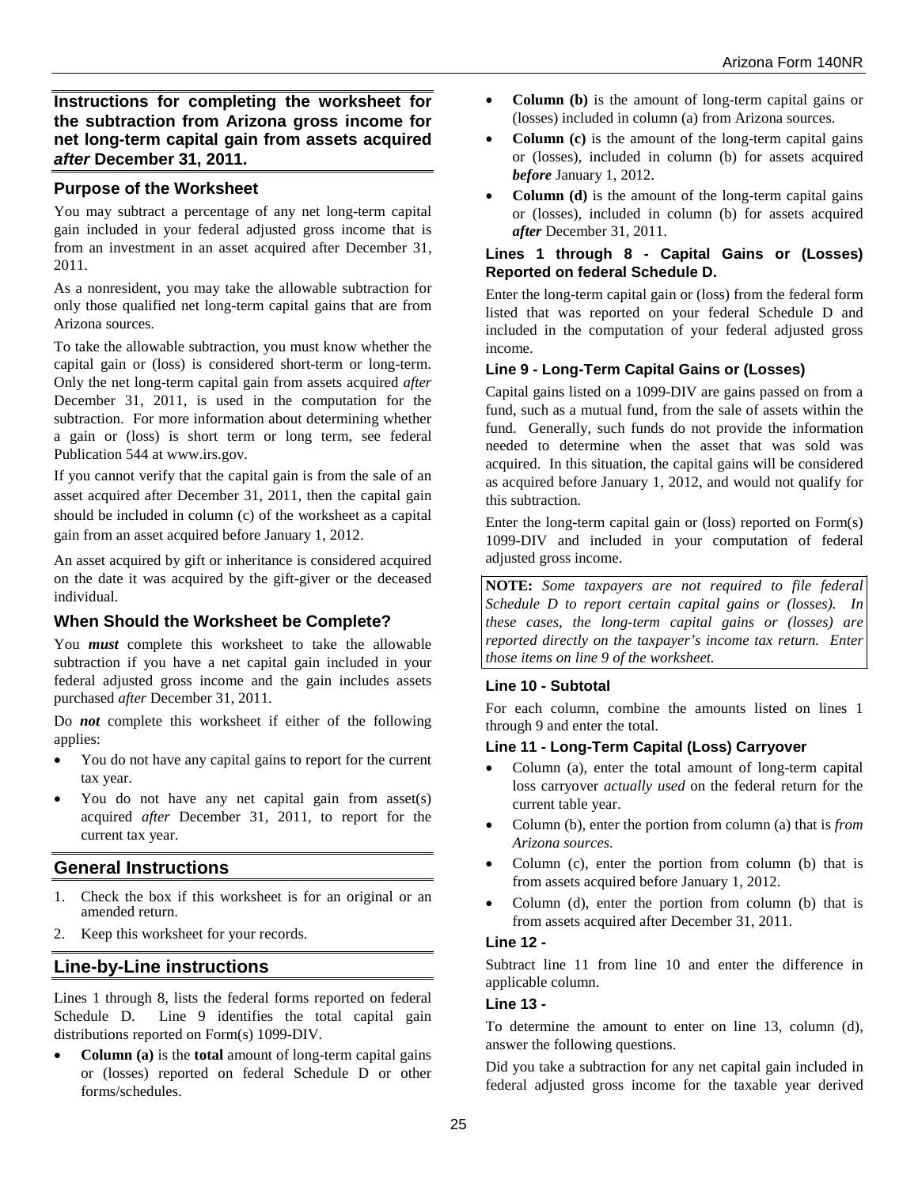## Instructions for completing the worksheet for the subtraction from Arizona gross income for net long-term capital gain from assets acquired *after* December 31, 2011.

### Purpose of the Worksheet

You may subtract a percentage of any net long-term capital gain included in your federal adjusted gross income that is from an investment in an asset acquired after December 31, 2011.

As a nonresident, you may take the allowable subtraction for only those qualified net long-term capital gains that are from Arizona sources.

To take the allowable subtraction, you must know whether the capital gain or (loss) is considered short-term or long-term. Only the net long-term capital gain from assets acquired *after* December 31, 2011, is used in the computation for the subtraction. For more information about determining whether a gain or (loss) is short term or long term, see federal Publication 544 at www.irs.gov.

If you cannot verify that the capital gain is from the sale of an asset acquired after December 31, 2011, then the capital gain should be included in column (c) of the worksheet as a capital gain from an asset acquired before January 1, 2012.

An asset acquired by gift or inheritance is considered acquired on the date it was acquired by the gift-giver or the deceased individual.

### When Should the Worksheet be Complete?

You ***must*** complete this worksheet to take the allowable subtraction if you have a net capital gain included in your federal adjusted gross income and the gain includes assets purchased *after* December 31, 2011.

Do ***not*** complete this worksheet if either of the following applies:

- You do not have any capital gains to report for the current tax year.
- You do not have any net capital gain from asset(s) acquired *after* December 31, 2011, to report for the current tax year.

## General Instructions

1. Check the box if this worksheet is for an original or an amended return.
2. Keep this worksheet for your records.

## Line-by-Line instructions

Lines 1 through 8, lists the federal forms reported on federal Schedule D. Line 9 identifies the total capital gain distributions reported on Form(s) 1099-DIV.

- **Column (a)** is the **total** amount of long-term capital gains or (losses) reported on federal Schedule D or other forms/schedules.
- **Column (b)** is the amount of long-term capital gains or (losses) included in column (a) from Arizona sources.
- **Column (c)** is the amount of the long-term capital gains or (losses), included in column (b) for assets acquired ***before*** January 1, 2012.
- **Column (d)** is the amount of the long-term capital gains or (losses), included in column (b) for assets acquired ***after*** December 31, 2011.

#### Lines 1 through 8 - Capital Gains or (Losses) Reported on federal Schedule D.

Enter the long-term capital gain or (loss) from the federal form listed that was reported on your federal Schedule D and included in the computation of your federal adjusted gross income.

#### Line 9 - Long-Term Capital Gains or (Losses)

Capital gains listed on a 1099-DIV are gains passed on from a fund, such as a mutual fund, from the sale of assets within the fund. Generally, such funds do not provide the information needed to determine when the asset that was sold was acquired. In this situation, the capital gains will be considered as acquired before January 1, 2012, and would not qualify for this subtraction.

Enter the long-term capital gain or (loss) reported on Form(s) 1099-DIV and included in your computation of federal adjusted gross income.

> **NOTE:** *Some taxpayers are not required to file federal Schedule D to report certain capital gains or (losses). In these cases, the long-term capital gains or (losses) are reported directly on the taxpayer's income tax return. Enter those items on line 9 of the worksheet.*

#### Line 10 - Subtotal

For each column, combine the amounts listed on lines 1 through 9 and enter the total.

#### Line 11 - Long-Term Capital (Loss) Carryover

- Column (a), enter the total amount of long-term capital loss carryover *actually used* on the federal return for the current table year.
- Column (b), enter the portion from column (a) that is *from Arizona sources*.
- Column (c), enter the portion from column (b) that is from assets acquired before January 1, 2012.
- Column (d), enter the portion from column (b) that is from assets acquired after December 31, 2011.

#### Line 12 -

Subtract line 11 from line 10 and enter the difference in applicable column.

#### Line 13 -

To determine the amount to enter on line 13, column (d), answer the following questions.

Did you take a subtraction for any net capital gain included in federal adjusted gross income for the taxable year derived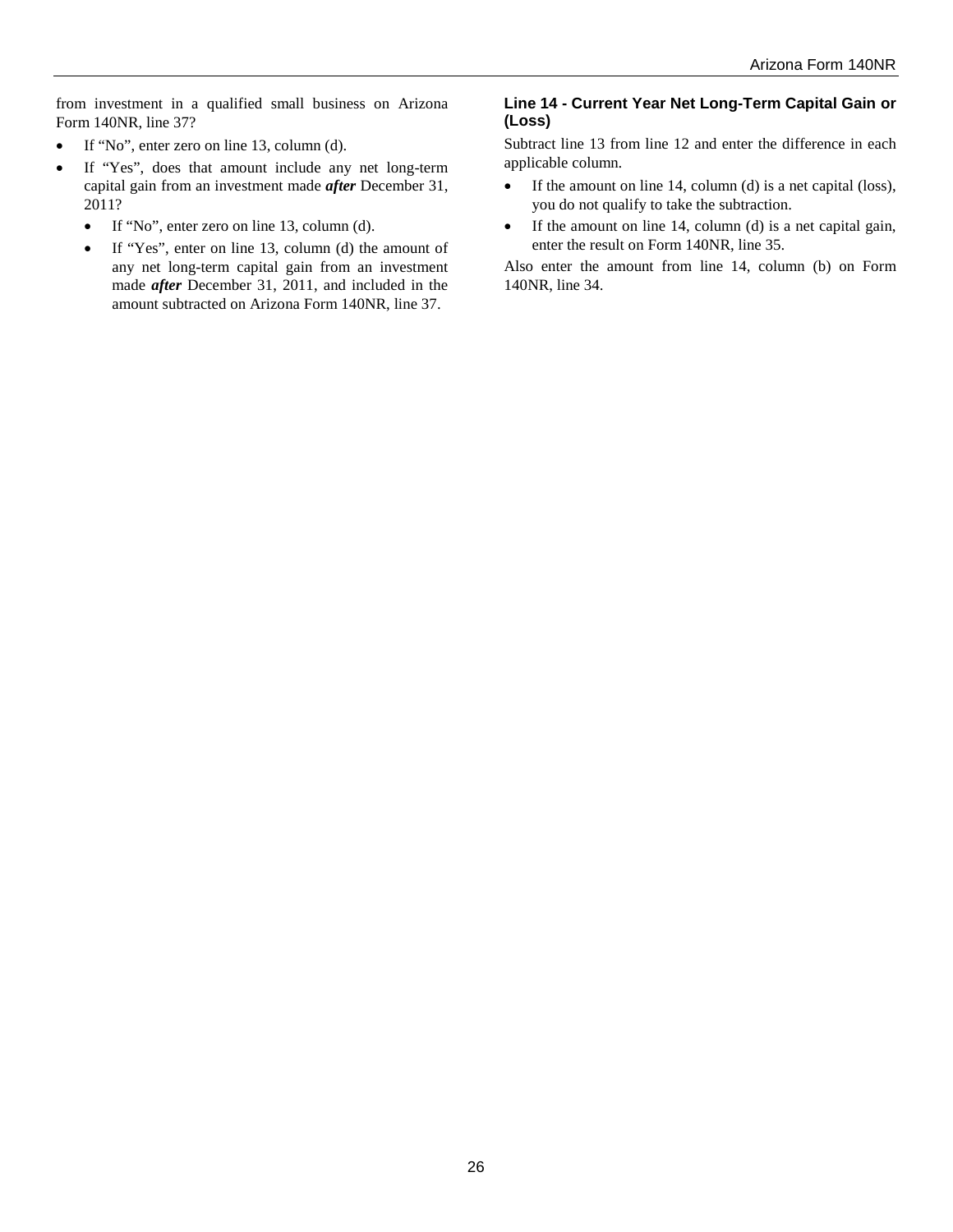from investment in a qualified small business on Arizona Form 140NR, line 37?

- If "No", enter zero on line 13, column (d).
- If "Yes", does that amount include any net long-term capital gain from an investment made ***after*** December 31, 2011?
  - If "No", enter zero on line 13, column (d).
  - If "Yes", enter on line 13, column (d) the amount of any net long-term capital gain from an investment made ***after*** December 31, 2011, and included in the amount subtracted on Arizona Form 140NR, line 37.

### Line 14 - Current Year Net Long-Term Capital Gain or (Loss)

Subtract line 13 from line 12 and enter the difference in each applicable column.

- If the amount on line 14, column (d) is a net capital (loss), you do not qualify to take the subtraction.
- If the amount on line 14, column (d) is a net capital gain, enter the result on Form 140NR, line 35.

Also enter the amount from line 14, column (b) on Form 140NR, line 34.